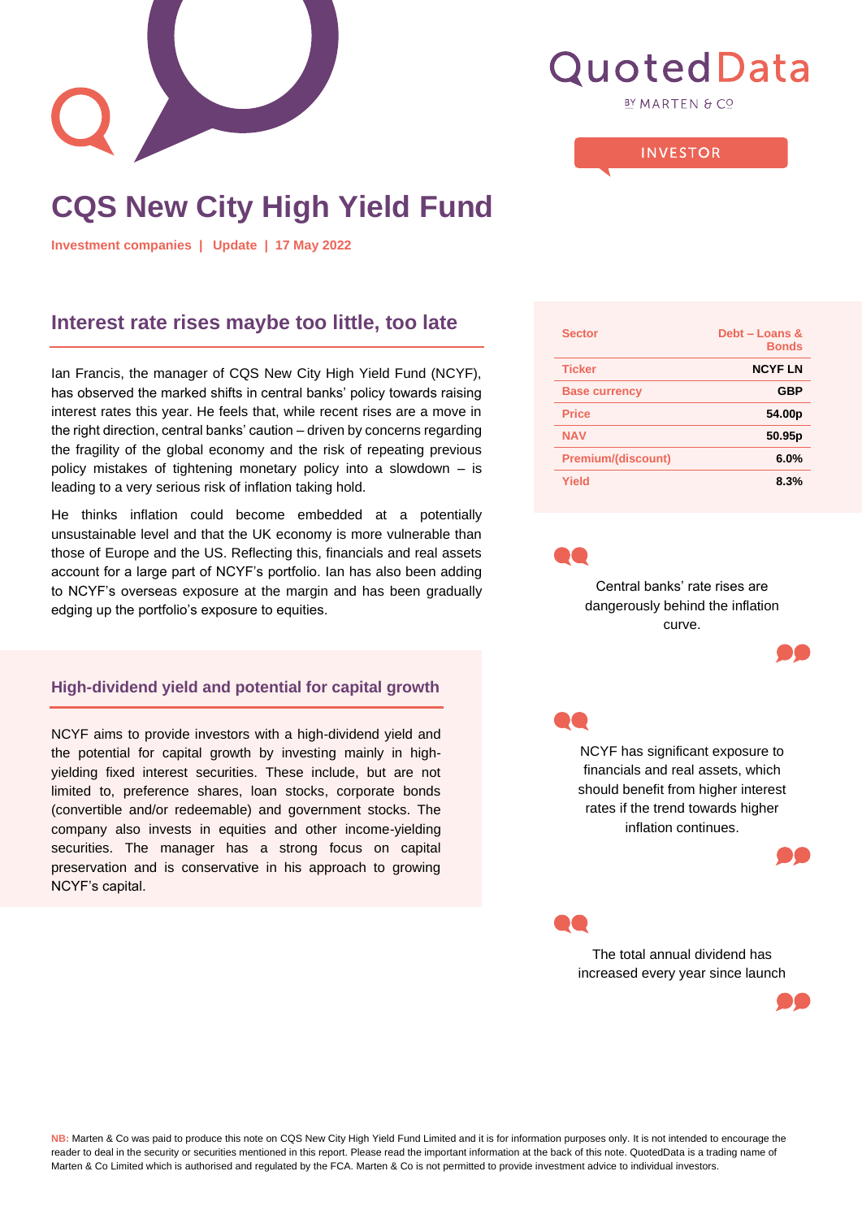# CQS New City High Yield Fund

**Investment companies | Update | 17 May 2022**

## Interest rate rises maybe too little, too late

Ian Francis, the manager of CQS New City High Yield Fund (NCYF), has observed the marked shifts in central banks' policy towards raising interest rates this year. He feels that, while recent rises are a move in the right direction, central banks' caution – driven by concerns regarding the fragility of the global economy and the risk of repeating previous policy mistakes of tightening monetary policy into a slowdown – is leading to a very serious risk of inflation taking hold.

He thinks inflation could become embedded at a potentially unsustainable level and that the UK economy is more vulnerable than those of Europe and the US. Reflecting this, financials and real assets account for a large part of NCYF's portfolio. Ian has also been adding to NCYF's overseas exposure at the margin and has been gradually edging up the portfolio's exposure to equities.

| Sector | Debt – Loans & Bonds |
|---|---|
| Ticker | NCYF LN |
| Base currency | GBP |
| Price | 54.00p |
| NAV | 50.95p |
| Premium/(discount) | 6.0% |
| Yield | 8.3% |

### High-dividend yield and potential for capital growth

NCYF aims to provide investors with a high-dividend yield and the potential for capital growth by investing mainly in high-yielding fixed interest securities. These include, but are not limited to, preference shares, loan stocks, corporate bonds (convertible and/or redeemable) and government stocks. The company also invests in equities and other income-yielding securities. The manager has a strong focus on capital preservation and is conservative in his approach to growing NCYF's capital.

> Central banks' rate rises are dangerously behind the inflation curve.

> NCYF has significant exposure to financials and real assets, which should benefit from higher interest rates if the trend towards higher inflation continues.

> The total annual dividend has increased every year since launch

NB: Marten & Co was paid to produce this note on CQS New City High Yield Fund Limited and it is for information purposes only. It is not intended to encourage the reader to deal in the security or securities mentioned in this report. Please read the important information at the back of this note. QuotedData is a trading name of Marten & Co Limited which is authorised and regulated by the FCA. Marten & Co is not permitted to provide investment advice to individual investors.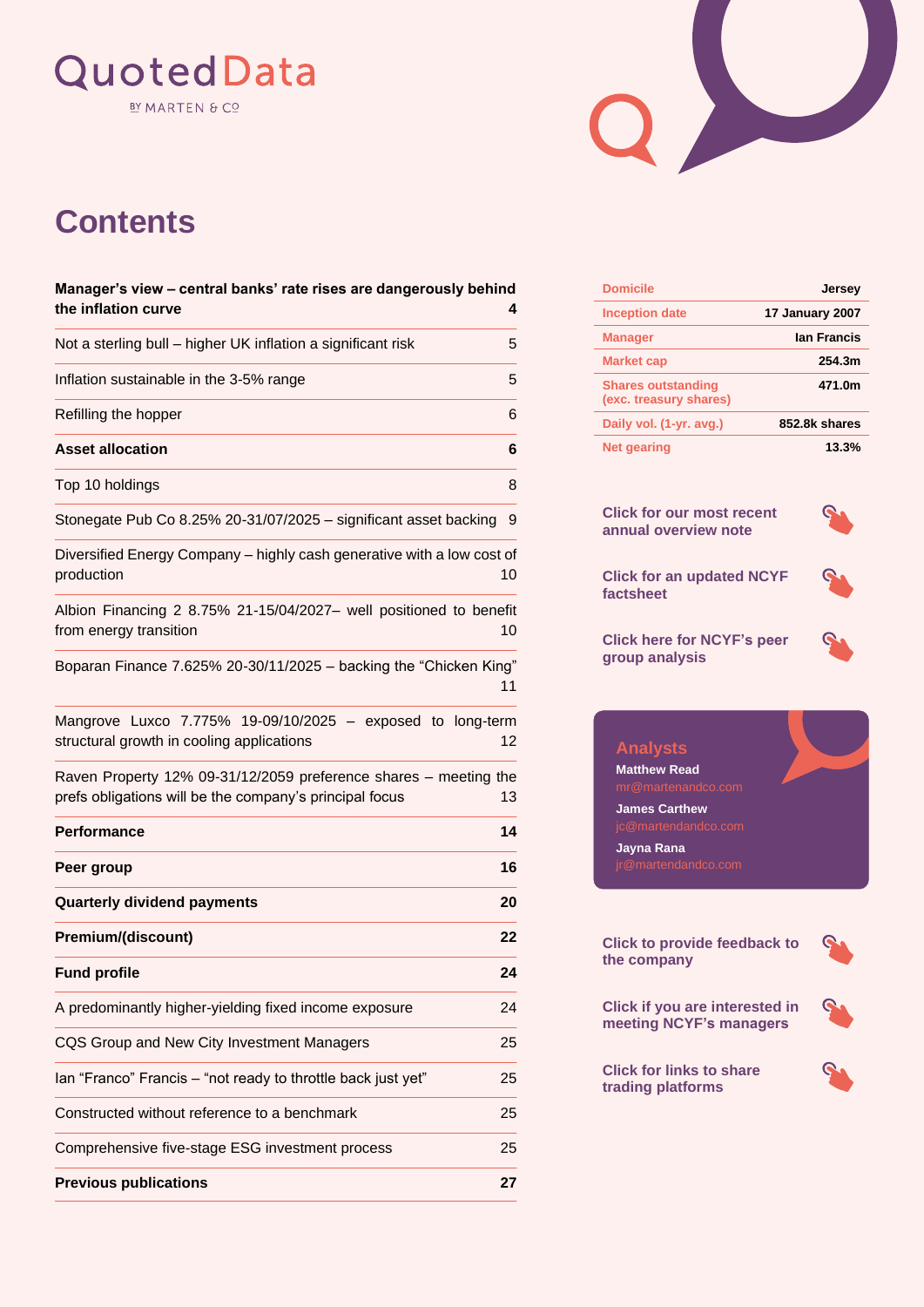QuotedData

BY MARTEN & CO

# Contents

| | |
|---|---|
| **Manager's view – central banks' rate rises are dangerously behind the inflation curve** | **4** |
| Not a sterling bull – higher UK inflation a significant risk | 5 |
| Inflation sustainable in the 3-5% range | 5 |
| Refilling the hopper | 6 |
| **Asset allocation** | **6** |
| Top 10 holdings | 8 |
| Stonegate Pub Co 8.25% 20-31/07/2025 – significant asset backing | 9 |
| Diversified Energy Company – highly cash generative with a low cost of production | 10 |
| Albion Financing 2 8.75% 21-15/04/2027– well positioned to benefit from energy transition | 10 |
| Boparan Finance 7.625% 20-30/11/2025 – backing the "Chicken King" | 11 |
| Mangrove Luxco 7.775% 19-09/10/2025 – exposed to long-term structural growth in cooling applications | 12 |
| Raven Property 12% 09-31/12/2059 preference shares – meeting the prefs obligations will be the company's principal focus | 13 |
| **Performance** | **14** |
| **Peer group** | **16** |
| **Quarterly dividend payments** | **20** |
| **Premium/(discount)** | **22** |
| **Fund profile** | **24** |
| A predominantly higher-yielding fixed income exposure | 24 |
| CQS Group and New City Investment Managers | 25 |
| Ian "Franco" Francis – "not ready to throttle back just yet" | 25 |
| Constructed without reference to a benchmark | 25 |
| Comprehensive five-stage ESG investment process | 25 |
| **Previous publications** | **27** |

| | |
|---|---|
| Domicile | Jersey |
| Inception date | 17 January 2007 |
| Manager | Ian Francis |
| Market cap | 254.3m |
| Shares outstanding (exc. treasury shares) | 471.0m |
| Daily vol. (1-yr. avg.) | 852.8k shares |
| Net gearing | 13.3% |

Click for our most recent annual overview note

Click for an updated NCYF factsheet

Click here for NCYF's peer group analysis

**Analysts**

**Matthew Read**
mr@martenandco.com

**James Carthew**
jc@martendandco.com

**Jayna Rana**
jr@martendandco.com

Click to provide feedback to the company

Click if you are interested in meeting NCYF's managers

Click for links to share trading platforms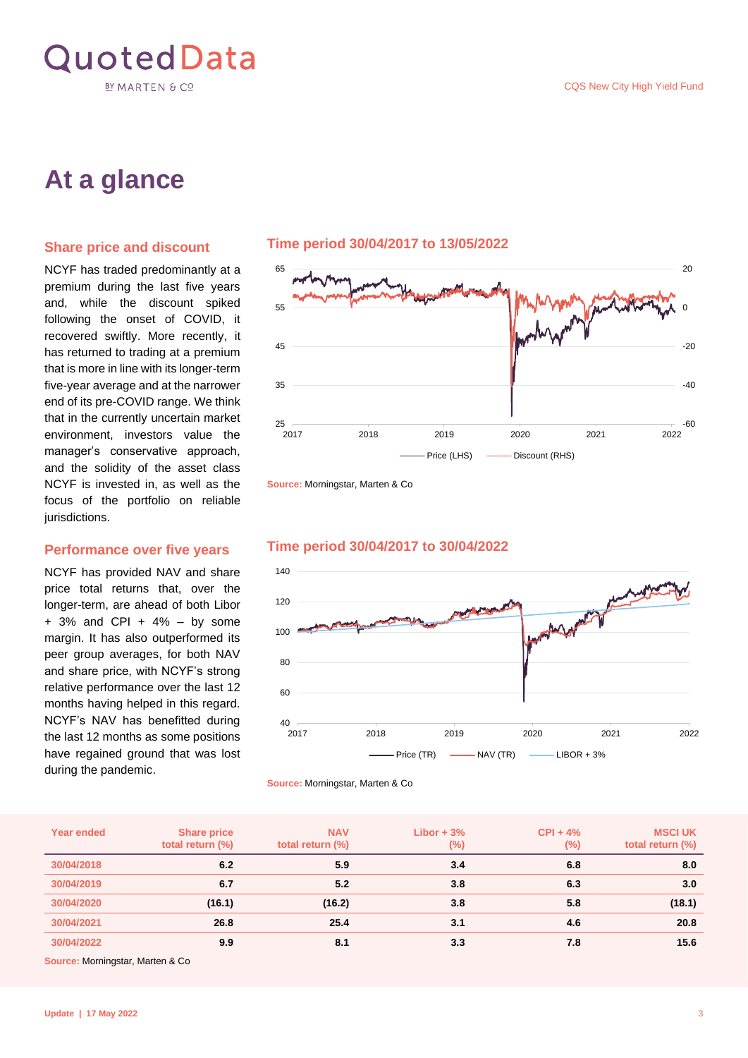# At a glance

## Share price and discount

NCYF has traded predominantly at a premium during the last five years and, while the discount spiked following the onset of COVID, it recovered swiftly. More recently, it has returned to trading at a premium that is more in line with its longer-term five-year average and at the narrower end of its pre-COVID range. We think that in the currently uncertain market environment, investors value the manager's conservative approach, and the solidity of the asset class NCYF is invested in, as well as the focus of the portfolio on reliable jurisdictions.

### Time period 30/04/2017 to 13/05/2022

Source: Morningstar, Marten & Co

## Performance over five years

NCYF has provided NAV and share price total returns that, over the longer-term, are ahead of both Libor + 3% and CPI + 4% – by some margin. It has also outperformed its peer group averages, for both NAV and share price, with NCYF's strong relative performance over the last 12 months having helped in this regard. NCYF's NAV has benefitted during the last 12 months as some positions have regained ground that was lost during the pandemic.

### Time period 30/04/2017 to 30/04/2022

Source: Morningstar, Marten & Co

| Year ended | Share price total return (%) | NAV total return (%) | Libor + 3% (%) | CPI + 4% (%) | MSCI UK total return (%) |
|---|---|---|---|---|---|
| 30/04/2018 | 6.2 | 5.9 | 3.4 | 6.8 | 8.0 |
| 30/04/2019 | 6.7 | 5.2 | 3.8 | 6.3 | 3.0 |
| 30/04/2020 | (16.1) | (16.2) | 3.8 | 5.8 | (18.1) |
| 30/04/2021 | 26.8 | 25.4 | 3.1 | 4.6 | 20.8 |
| 30/04/2022 | 9.9 | 8.1 | 3.3 | 7.8 | 15.6 |

Source: Morningstar, Marten & Co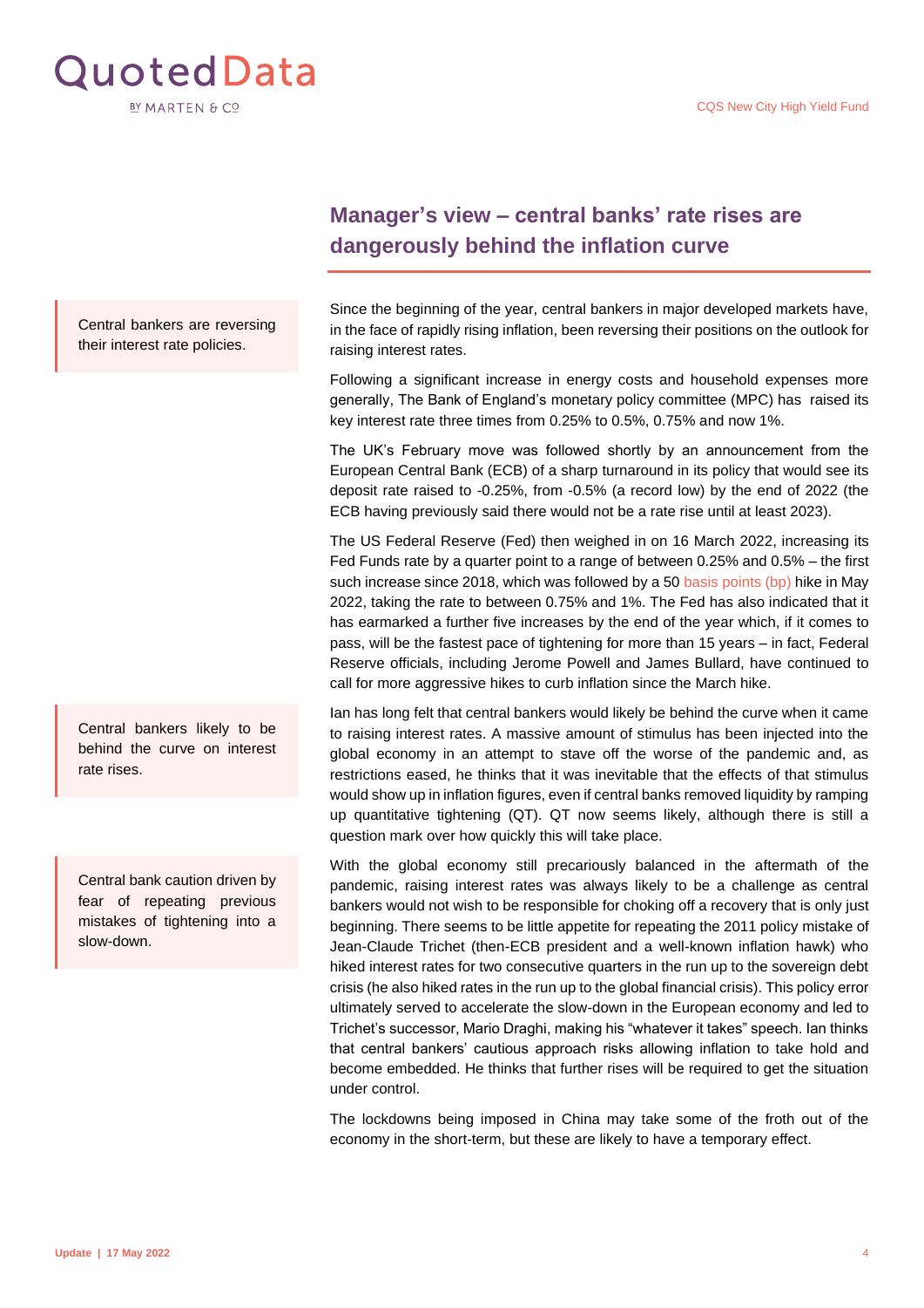## Manager's view – central banks' rate rises are dangerously behind the inflation curve

Central bankers are reversing their interest rate policies.

Since the beginning of the year, central bankers in major developed markets have, in the face of rapidly rising inflation, been reversing their positions on the outlook for raising interest rates.

Following a significant increase in energy costs and household expenses more generally, The Bank of England's monetary policy committee (MPC) has raised its key interest rate three times from 0.25% to 0.5%, 0.75% and now 1%.

The UK's February move was followed shortly by an announcement from the European Central Bank (ECB) of a sharp turnaround in its policy that would see its deposit rate raised to -0.25%, from -0.5% (a record low) by the end of 2022 (the ECB having previously said there would not be a rate rise until at least 2023).

The US Federal Reserve (Fed) then weighed in on 16 March 2022, increasing its Fed Funds rate by a quarter point to a range of between 0.25% and 0.5% – the first such increase since 2018, which was followed by a 50 basis points (bp) hike in May 2022, taking the rate to between 0.75% and 1%. The Fed has also indicated that it has earmarked a further five increases by the end of the year which, if it comes to pass, will be the fastest pace of tightening for more than 15 years – in fact, Federal Reserve officials, including Jerome Powell and James Bullard, have continued to call for more aggressive hikes to curb inflation since the March hike.

Central bankers likely to be behind the curve on interest rate rises.

Ian has long felt that central bankers would likely be behind the curve when it came to raising interest rates. A massive amount of stimulus has been injected into the global economy in an attempt to stave off the worse of the pandemic and, as restrictions eased, he thinks that it was inevitable that the effects of that stimulus would show up in inflation figures, even if central banks removed liquidity by ramping up quantitative tightening (QT). QT now seems likely, although there is still a question mark over how quickly this will take place.

Central bank caution driven by fear of repeating previous mistakes of tightening into a slow-down.

With the global economy still precariously balanced in the aftermath of the pandemic, raising interest rates was always likely to be a challenge as central bankers would not wish to be responsible for choking off a recovery that is only just beginning. There seems to be little appetite for repeating the 2011 policy mistake of Jean-Claude Trichet (then-ECB president and a well-known inflation hawk) who hiked interest rates for two consecutive quarters in the run up to the sovereign debt crisis (he also hiked rates in the run up to the global financial crisis). This policy error ultimately served to accelerate the slow-down in the European economy and led to Trichet's successor, Mario Draghi, making his "whatever it takes" speech. Ian thinks that central bankers' cautious approach risks allowing inflation to take hold and become embedded. He thinks that further rises will be required to get the situation under control.

The lockdowns being imposed in China may take some of the froth out of the economy in the short-term, but these are likely to have a temporary effect.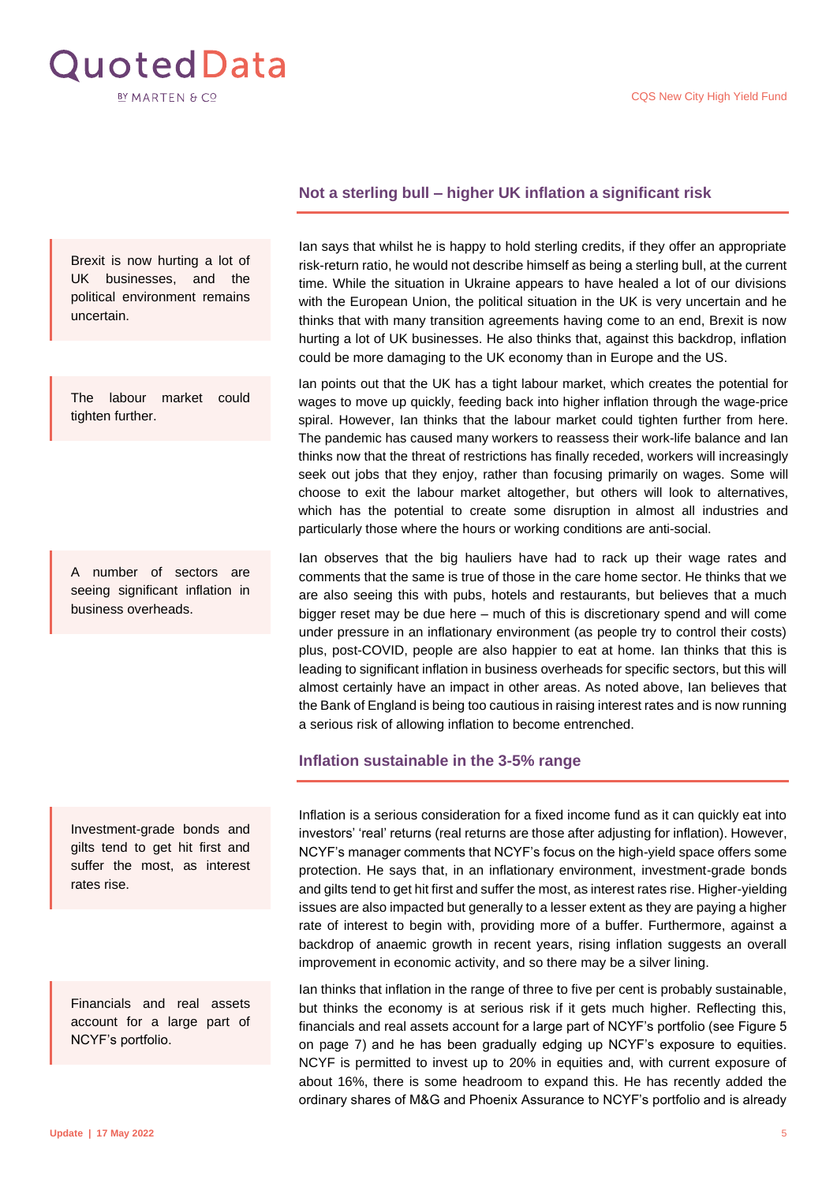## Not a sterling bull – higher UK inflation a significant risk

Brexit is now hurting a lot of UK businesses, and the political environment remains uncertain.

Ian says that whilst he is happy to hold sterling credits, if they offer an appropriate risk-return ratio, he would not describe himself as being a sterling bull, at the current time. While the situation in Ukraine appears to have healed a lot of our divisions with the European Union, the political situation in the UK is very uncertain and he thinks that with many transition agreements having come to an end, Brexit is now hurting a lot of UK businesses. He also thinks that, against this backdrop, inflation could be more damaging to the UK economy than in Europe and the US.

The labour market could tighten further.

Ian points out that the UK has a tight labour market, which creates the potential for wages to move up quickly, feeding back into higher inflation through the wage-price spiral. However, Ian thinks that the labour market could tighten further from here. The pandemic has caused many workers to reassess their work-life balance and Ian thinks now that the threat of restrictions has finally receded, workers will increasingly seek out jobs that they enjoy, rather than focusing primarily on wages. Some will choose to exit the labour market altogether, but others will look to alternatives, which has the potential to create some disruption in almost all industries and particularly those where the hours or working conditions are anti-social.

A number of sectors are seeing significant inflation in business overheads.

Ian observes that the big hauliers have had to rack up their wage rates and comments that the same is true of those in the care home sector. He thinks that we are also seeing this with pubs, hotels and restaurants, but believes that a much bigger reset may be due here – much of this is discretionary spend and will come under pressure in an inflationary environment (as people try to control their costs) plus, post-COVID, people are also happier to eat at home. Ian thinks that this is leading to significant inflation in business overheads for specific sectors, but this will almost certainly have an impact in other areas. As noted above, Ian believes that the Bank of England is being too cautious in raising interest rates and is now running a serious risk of allowing inflation to become entrenched.

## Inflation sustainable in the 3-5% range

Investment-grade bonds and gilts tend to get hit first and suffer the most, as interest rates rise.

Inflation is a serious consideration for a fixed income fund as it can quickly eat into investors' 'real' returns (real returns are those after adjusting for inflation). However, NCYF's manager comments that NCYF's focus on the high-yield space offers some protection. He says that, in an inflationary environment, investment-grade bonds and gilts tend to get hit first and suffer the most, as interest rates rise. Higher-yielding issues are also impacted but generally to a lesser extent as they are paying a higher rate of interest to begin with, providing more of a buffer. Furthermore, against a backdrop of anaemic growth in recent years, rising inflation suggests an overall improvement in economic activity, and so there may be a silver lining.

Financials and real assets account for a large part of NCYF's portfolio.

Ian thinks that inflation in the range of three to five per cent is probably sustainable, but thinks the economy is at serious risk if it gets much higher. Reflecting this, financials and real assets account for a large part of NCYF's portfolio (see Figure 5 on page 7) and he has been gradually edging up NCYF's exposure to equities. NCYF is permitted to invest up to 20% in equities and, with current exposure of about 16%, there is some headroom to expand this. He has recently added the ordinary shares of M&G and Phoenix Assurance to NCYF's portfolio and is already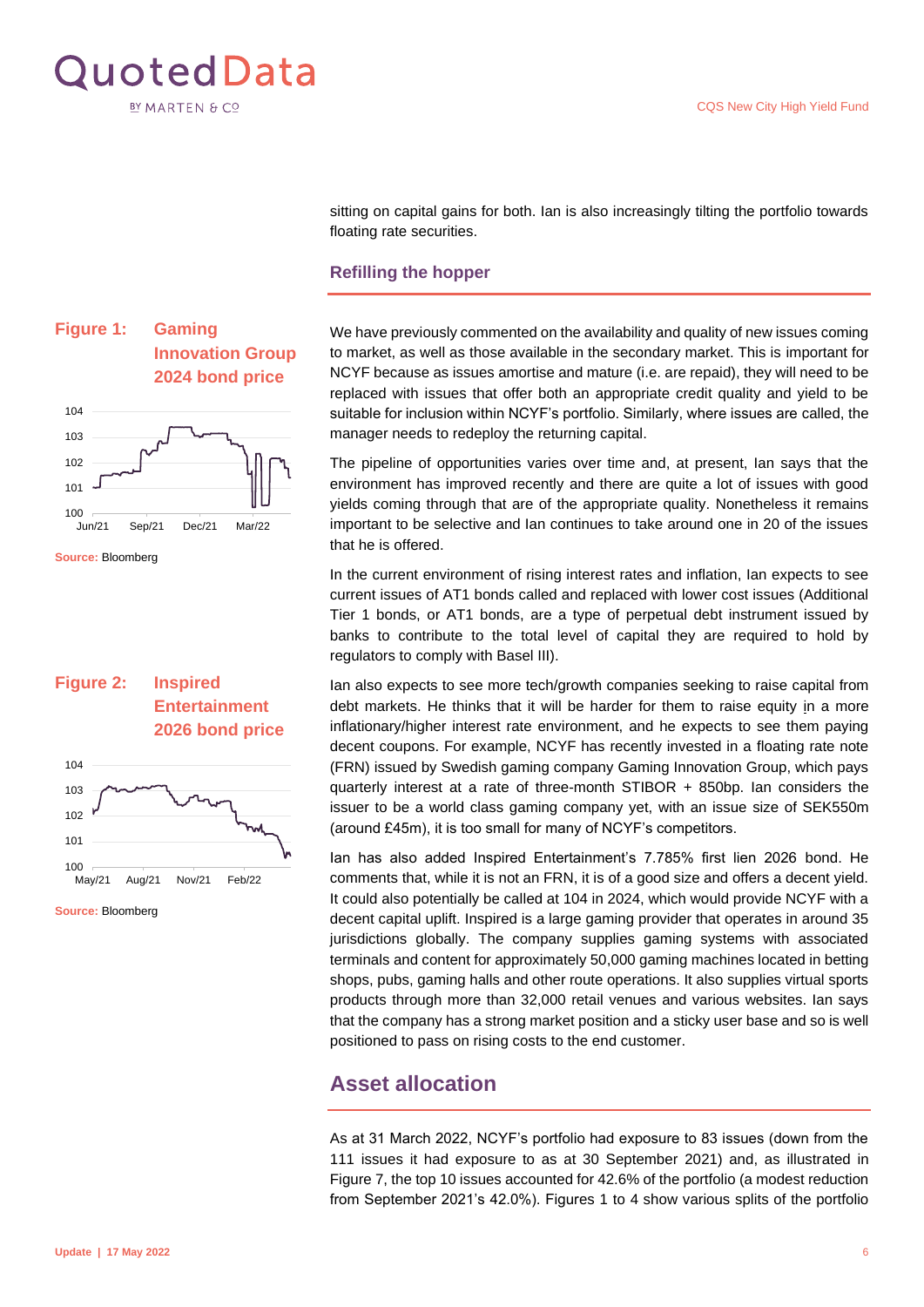sitting on capital gains for both. Ian is also increasingly tilting the portfolio towards floating rate securities.

## Refilling the hopper

**Figure 1: Gaming Innovation Group 2024 bond price**

Source: Bloomberg

**Figure 2: Inspired Entertainment 2026 bond price**

Source: Bloomberg

We have previously commented on the availability and quality of new issues coming to market, as well as those available in the secondary market. This is important for NCYF because as issues amortise and mature (i.e. are repaid), they will need to be replaced with issues that offer both an appropriate credit quality and yield to be suitable for inclusion within NCYF's portfolio. Similarly, where issues are called, the manager needs to redeploy the returning capital.

The pipeline of opportunities varies over time and, at present, Ian says that the environment has improved recently and there are quite a lot of issues with good yields coming through that are of the appropriate quality. Nonetheless it remains important to be selective and Ian continues to take around one in 20 of the issues that he is offered.

In the current environment of rising interest rates and inflation, Ian expects to see current issues of AT1 bonds called and replaced with lower cost issues (Additional Tier 1 bonds, or AT1 bonds, are a type of perpetual debt instrument issued by banks to contribute to the total level of capital they are required to hold by regulators to comply with Basel III).

Ian also expects to see more tech/growth companies seeking to raise capital from debt markets. He thinks that it will be harder for them to raise equity in a more inflationary/higher interest rate environment, and he expects to see them paying decent coupons. For example, NCYF has recently invested in a floating rate note (FRN) issued by Swedish gaming company Gaming Innovation Group, which pays quarterly interest at a rate of three-month STIBOR + 850bp. Ian considers the issuer to be a world class gaming company yet, with an issue size of SEK550m (around £45m), it is too small for many of NCYF's competitors.

Ian has also added Inspired Entertainment's 7.785% first lien 2026 bond. He comments that, while it is not an FRN, it is of a good size and offers a decent yield. It could also potentially be called at 104 in 2024, which would provide NCYF with a decent capital uplift. Inspired is a large gaming provider that operates in around 35 jurisdictions globally. The company supplies gaming systems with associated terminals and content for approximately 50,000 gaming machines located in betting shops, pubs, gaming halls and other route operations. It also supplies virtual sports products through more than 32,000 retail venues and various websites. Ian says that the company has a strong market position and a sticky user base and so is well positioned to pass on rising costs to the end customer.

## Asset allocation

As at 31 March 2022, NCYF's portfolio had exposure to 83 issues (down from the 111 issues it had exposure to as at 30 September 2021) and, as illustrated in Figure 7, the top 10 issues accounted for 42.6% of the portfolio (a modest reduction from September 2021's 42.0%). Figures 1 to 4 show various splits of the portfolio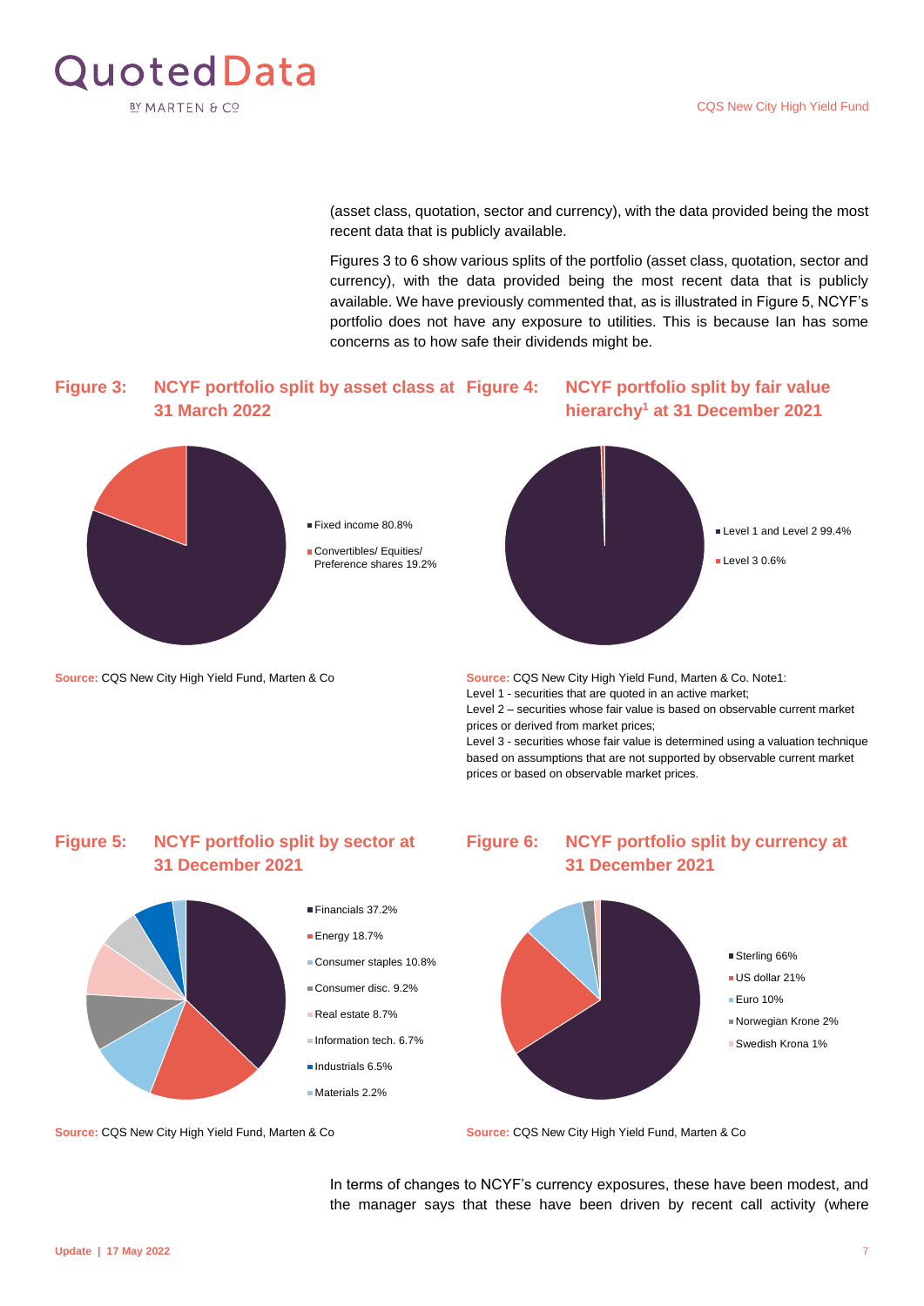(asset class, quotation, sector and currency), with the data provided being the most recent data that is publicly available.

Figures 3 to 6 show various splits of the portfolio (asset class, quotation, sector and currency), with the data provided being the most recent data that is publicly available. We have previously commented that, as is illustrated in Figure 5, NCYF's portfolio does not have any exposure to utilities. This is because Ian has some concerns as to how safe their dividends might be.

**Figure 3: NCYF portfolio split by asset class at 31 March 2022**

- Fixed income 80.8%
- Convertibles/ Equities/ Preference shares 19.2%

**Source:** CQS New City High Yield Fund, Marten & Co

**Figure 4: NCYF portfolio split by fair value hierarchy[1] at 31 December 2021**

- Level 1 and Level 2 99.4%
- Level 3 0.6%

**Source:** CQS New City High Yield Fund, Marten & Co. Note1:
Level 1 - securities that are quoted in an active market;
Level 2 – securities whose fair value is based on observable current market prices or derived from market prices;
Level 3 - securities whose fair value is determined using a valuation technique based on assumptions that are not supported by observable current market prices or based on observable market prices.

**Figure 5: NCYF portfolio split by sector at 31 December 2021**

- Financials 37.2%
- Energy 18.7%
- Consumer staples 10.8%
- Consumer disc. 9.2%
- Real estate 8.7%
- Information tech. 6.7%
- Industrials 6.5%
- Materials 2.2%

**Source:** CQS New City High Yield Fund, Marten & Co

**Figure 6: NCYF portfolio split by currency at 31 December 2021**

- Sterling 66%
- US dollar 21%
- Euro 10%
- Norwegian Krone 2%
- Swedish Krona 1%

**Source:** CQS New City High Yield Fund, Marten & Co

In terms of changes to NCYF's currency exposures, these have been modest, and the manager says that these have been driven by recent call activity (where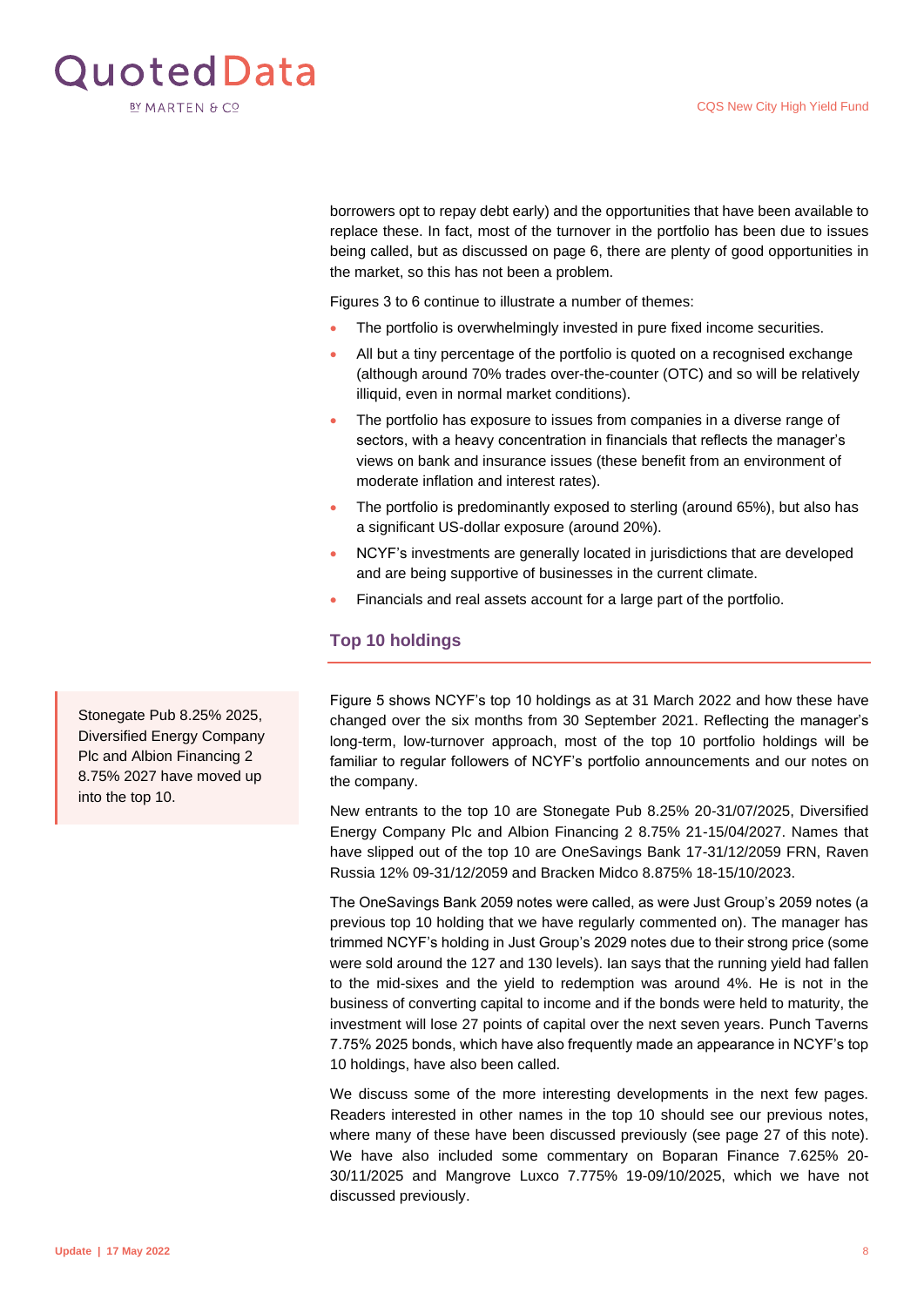borrowers opt to repay debt early) and the opportunities that have been available to replace these. In fact, most of the turnover in the portfolio has been due to issues being called, but as discussed on page 6, there are plenty of good opportunities in the market, so this has not been a problem.

Figures 3 to 6 continue to illustrate a number of themes:

- The portfolio is overwhelmingly invested in pure fixed income securities.
- All but a tiny percentage of the portfolio is quoted on a recognised exchange (although around 70% trades over-the-counter (OTC) and so will be relatively illiquid, even in normal market conditions).
- The portfolio has exposure to issues from companies in a diverse range of sectors, with a heavy concentration in financials that reflects the manager's views on bank and insurance issues (these benefit from an environment of moderate inflation and interest rates).
- The portfolio is predominantly exposed to sterling (around 65%), but also has a significant US-dollar exposure (around 20%).
- NCYF's investments are generally located in jurisdictions that are developed and are being supportive of businesses in the current climate.
- Financials and real assets account for a large part of the portfolio.

## Top 10 holdings

> Stonegate Pub 8.25% 2025, Diversified Energy Company Plc and Albion Financing 2 8.75% 2027 have moved up into the top 10.

Figure 5 shows NCYF's top 10 holdings as at 31 March 2022 and how these have changed over the six months from 30 September 2021. Reflecting the manager's long-term, low-turnover approach, most of the top 10 portfolio holdings will be familiar to regular followers of NCYF's portfolio announcements and our notes on the company.

New entrants to the top 10 are Stonegate Pub 8.25% 20-31/07/2025, Diversified Energy Company Plc and Albion Financing 2 8.75% 21-15/04/2027. Names that have slipped out of the top 10 are OneSavings Bank 17-31/12/2059 FRN, Raven Russia 12% 09-31/12/2059 and Bracken Midco 8.875% 18-15/10/2023.

The OneSavings Bank 2059 notes were called, as were Just Group's 2059 notes (a previous top 10 holding that we have regularly commented on). The manager has trimmed NCYF's holding in Just Group's 2029 notes due to their strong price (some were sold around the 127 and 130 levels). Ian says that the running yield had fallen to the mid-sixes and the yield to redemption was around 4%. He is not in the business of converting capital to income and if the bonds were held to maturity, the investment will lose 27 points of capital over the next seven years. Punch Taverns 7.75% 2025 bonds, which have also frequently made an appearance in NCYF's top 10 holdings, have also been called.

We discuss some of the more interesting developments in the next few pages. Readers interested in other names in the top 10 should see our previous notes, where many of these have been discussed previously (see page 27 of this note). We have also included some commentary on Boparan Finance 7.625% 20-30/11/2025 and Mangrove Luxco 7.775% 19-09/10/2025, which we have not discussed previously.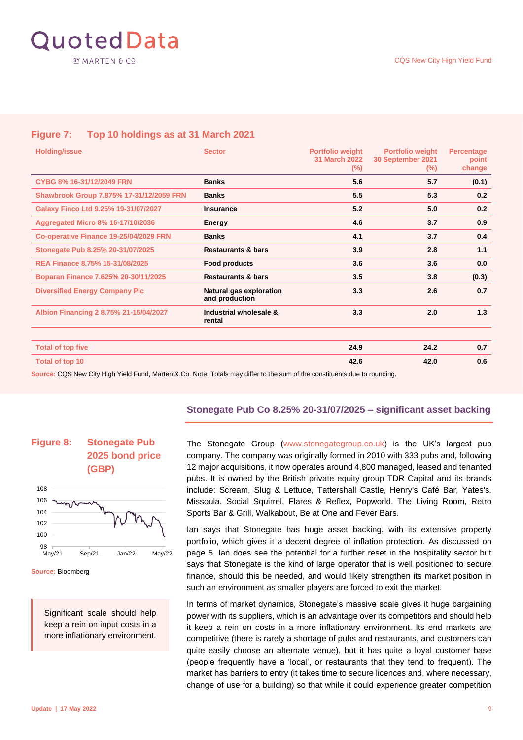## Figure 7: Top 10 holdings as at 31 March 2021

| Holding/issue | Sector | Portfolio weight 31 March 2022 (%) | Portfolio weight 30 September 2021 (%) | Percentage point change |
|---|---|---|---|---|
| CYBG 8% 16-31/12/2049 FRN | Banks | 5.6 | 5.7 | (0.1) |
| Shawbrook Group 7.875% 17-31/12/2059 FRN | Banks | 5.5 | 5.3 | 0.2 |
| Galaxy Finco Ltd 9.25% 19-31/07/2027 | Insurance | 5.2 | 5.0 | 0.2 |
| Aggregated Micro 8% 16-17/10/2036 | Energy | 4.6 | 3.7 | 0.9 |
| Co-operative Finance 19-25/04/2029 FRN | Banks | 4.1 | 3.7 | 0.4 |
| Stonegate Pub 8.25% 20-31/07/2025 | Restaurants & bars | 3.9 | 2.8 | 1.1 |
| REA Finance 8.75% 15-31/08/2025 | Food products | 3.6 | 3.6 | 0.0 |
| Boparan Finance 7.625% 20-30/11/2025 | Restaurants & bars | 3.5 | 3.8 | (0.3) |
| Diversified Energy Company Plc | Natural gas exploration and production | 3.3 | 2.6 | 0.7 |
| Albion Financing 2 8.75% 21-15/04/2027 | Industrial wholesale & rental | 3.3 | 2.0 | 1.3 |
| | | | | |
| Total of top five | | 24.9 | 24.2 | 0.7 |
| Total of top 10 | | 42.6 | 42.0 | 0.6 |

Source: CQS New City High Yield Fund, Marten & Co. Note: Totals may differ to the sum of the constituents due to rounding.

## Stonegate Pub Co 8.25% 20-31/07/2025 – significant asset backing

**Figure 8: Stonegate Pub 2025 bond price (GBP)**

Source: Bloomberg

> Significant scale should help keep a rein on input costs in a more inflationary environment.

The Stonegate Group (www.stonegategroup.co.uk) is the UK's largest pub company. The company was originally formed in 2010 with 333 pubs and, following 12 major acquisitions, it now operates around 4,800 managed, leased and tenanted pubs. It is owned by the British private equity group TDR Capital and its brands include: Scream, Slug & Lettuce, Tattershall Castle, Henry's Café Bar, Yates's, Missoula, Social Squirrel, Flares & Reflex, Popworld, The Living Room, Retro Sports Bar & Grill, Walkabout, Be at One and Fever Bars.

Ian says that Stonegate has huge asset backing, with its extensive property portfolio, which gives it a decent degree of inflation protection. As discussed on page 5, Ian does see the potential for a further reset in the hospitality sector but says that Stonegate is the kind of large operator that is well positioned to secure finance, should this be needed, and would likely strengthen its market position in such an environment as smaller players are forced to exit the market.

In terms of market dynamics, Stonegate's massive scale gives it huge bargaining power with its suppliers, which is an advantage over its competitors and should help it keep a rein on costs in a more inflationary environment. Its end markets are competitive (there is rarely a shortage of pubs and restaurants, and customers can quite easily choose an alternate venue), but it has quite a loyal customer base (people frequently have a 'local', or restaurants that they tend to frequent). The market has barriers to entry (it takes time to secure licences and, where necessary, change of use for a building) so that while it could experience greater competition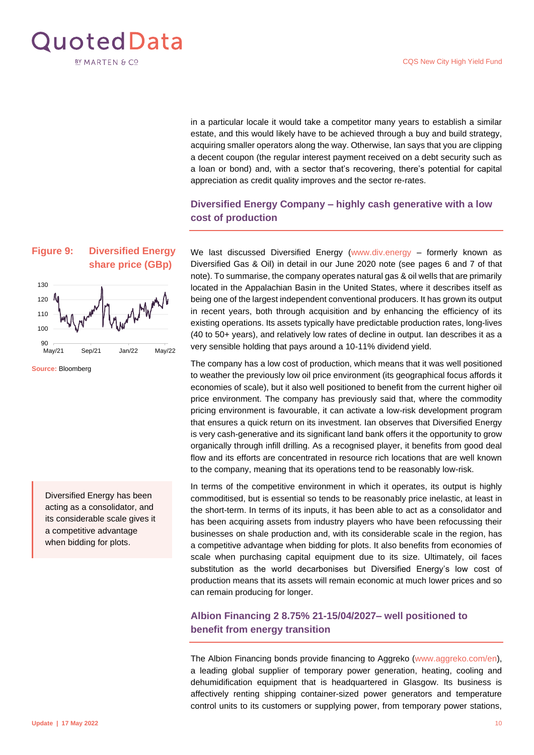in a particular locale it would take a competitor many years to establish a similar estate, and this would likely have to be achieved through a buy and build strategy, acquiring smaller operators along the way. Otherwise, Ian says that you are clipping a decent coupon (the regular interest payment received on a debt security such as a loan or bond) and, with a sector that's recovering, there's potential for capital appreciation as credit quality improves and the sector re-rates.

## Diversified Energy Company – highly cash generative with a low cost of production

**Figure 9: Diversified Energy share price (GBp)**

Source: Bloomberg

We last discussed Diversified Energy (www.div.energy – formerly known as Diversified Gas & Oil) in detail in our June 2020 note (see pages 6 and 7 of that note). To summarise, the company operates natural gas & oil wells that are primarily located in the Appalachian Basin in the United States, where it describes itself as being one of the largest independent conventional producers. It has grown its output in recent years, both through acquisition and by enhancing the efficiency of its existing operations. Its assets typically have predictable production rates, long-lives (40 to 50+ years), and relatively low rates of decline in output. Ian describes it as a very sensible holding that pays around a 10-11% dividend yield.

The company has a low cost of production, which means that it was well positioned to weather the previously low oil price environment (its geographical focus affords it economies of scale), but it also well positioned to benefit from the current higher oil price environment. The company has previously said that, where the commodity pricing environment is favourable, it can activate a low-risk development program that ensures a quick return on its investment. Ian observes that Diversified Energy is very cash-generative and its significant land bank offers it the opportunity to grow organically through infill drilling. As a recognised player, it benefits from good deal flow and its efforts are concentrated in resource rich locations that are well known to the company, meaning that its operations tend to be reasonably low-risk.

Diversified Energy has been acting as a consolidator, and its considerable scale gives it a competitive advantage when bidding for plots.

In terms of the competitive environment in which it operates, its output is highly commoditised, but is essential so tends to be reasonably price inelastic, at least in the short-term. In terms of its inputs, it has been able to act as a consolidator and has been acquiring assets from industry players who have been refocussing their businesses on shale production and, with its considerable scale in the region, has a competitive advantage when bidding for plots. It also benefits from economies of scale when purchasing capital equipment due to its size. Ultimately, oil faces substitution as the world decarbonises but Diversified Energy's low cost of production means that its assets will remain economic at much lower prices and so can remain producing for longer.

## Albion Financing 2 8.75% 21-15/04/2027– well positioned to benefit from energy transition

The Albion Financing bonds provide financing to Aggreko (www.aggreko.com/en), a leading global supplier of temporary power generation, heating, cooling and dehumidification equipment that is headquartered in Glasgow. Its business is affectively renting shipping container-sized power generators and temperature control units to its customers or supplying power, from temporary power stations,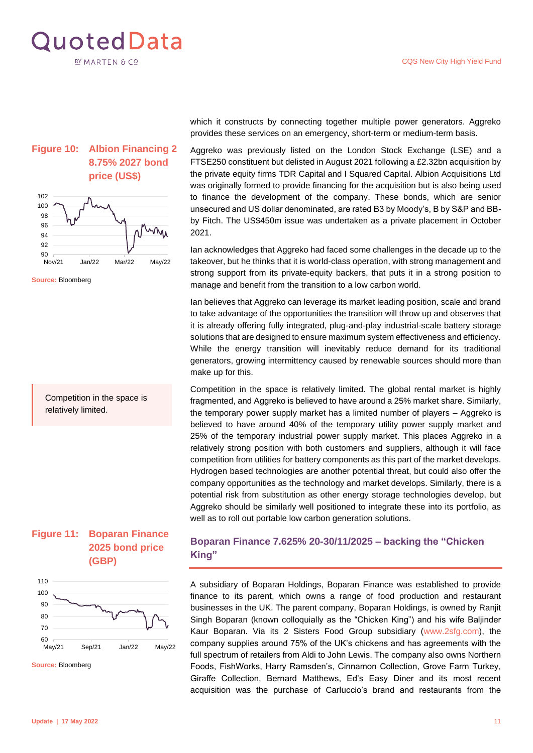which it constructs by connecting together multiple power generators. Aggreko provides these services on an emergency, short-term or medium-term basis.

**Figure 10: Albion Financing 2 8.75% 2027 bond price (US$)**

**Source:** Bloomberg

Aggreko was previously listed on the London Stock Exchange (LSE) and a FTSE250 constituent but delisted in August 2021 following a £2.32bn acquisition by the private equity firms TDR Capital and I Squared Capital. Albion Acquisitions Ltd was originally formed to provide financing for the acquisition but is also being used to finance the development of the company. These bonds, which are senior unsecured and US dollar denominated, are rated B3 by Moody's, B by S&P and BB- by Fitch. The US$450m issue was undertaken as a private placement in October 2021.

Ian acknowledges that Aggreko had faced some challenges in the decade up to the takeover, but he thinks that it is world-class operation, with strong management and strong support from its private-equity backers, that puts it in a strong position to manage and benefit from the transition to a low carbon world.

Ian believes that Aggreko can leverage its market leading position, scale and brand to take advantage of the opportunities the transition will throw up and observes that it is already offering fully integrated, plug-and-play industrial-scale battery storage solutions that are designed to ensure maximum system effectiveness and efficiency. While the energy transition will inevitably reduce demand for its traditional generators, growing intermittency caused by renewable sources should more than make up for this.

> Competition in the space is relatively limited.

Competition in the space is relatively limited. The global rental market is highly fragmented, and Aggreko is believed to have around a 25% market share. Similarly, the temporary power supply market has a limited number of players – Aggreko is believed to have around 40% of the temporary utility power supply market and 25% of the temporary industrial power supply market. This places Aggreko in a relatively strong position with both customers and suppliers, although it will face competition from utilities for battery components as this part of the market develops. Hydrogen based technologies are another potential threat, but could also offer the company opportunities as the technology and market develops. Similarly, there is a potential risk from substitution as other energy storage technologies develop, but Aggreko should be similarly well positioned to integrate these into its portfolio, as well as to roll out portable low carbon generation solutions.

## Boparan Finance 7.625% 20-30/11/2025 – backing the "Chicken King"

**Figure 11: Boparan Finance 2025 bond price (GBP)**

**Source:** Bloomberg

A subsidiary of Boparan Holdings, Boparan Finance was established to provide finance to its parent, which owns a range of food production and restaurant businesses in the UK. The parent company, Boparan Holdings, is owned by Ranjit Singh Boparan (known colloquially as the "Chicken King") and his wife Baljinder Kaur Boparan. Via its 2 Sisters Food Group subsidiary (www.2sfg.com), the company supplies around 75% of the UK's chickens and has agreements with the full spectrum of retailers from Aldi to John Lewis. The company also owns Northern Foods, FishWorks, Harry Ramsden's, Cinnamon Collection, Grove Farm Turkey, Giraffe Collection, Bernard Matthews, Ed's Easy Diner and its most recent acquisition was the purchase of Carluccio's brand and restaurants from the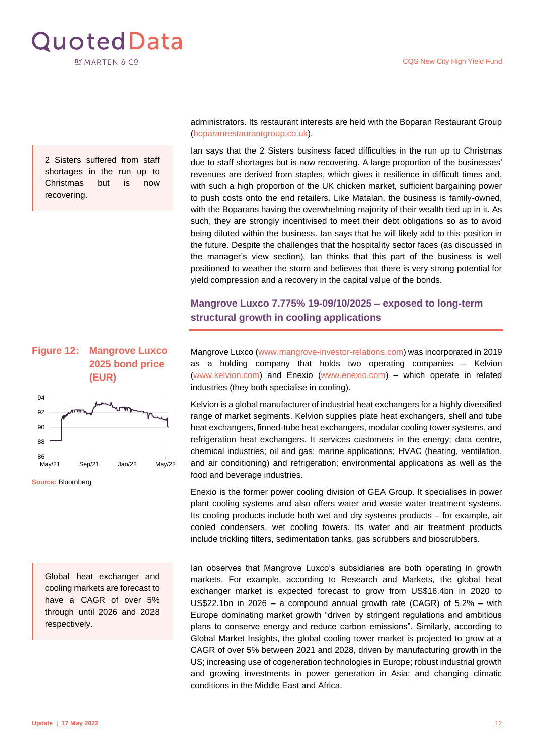administrators. Its restaurant interests are held with the Boparan Restaurant Group (boparanrestaurantgroup.co.uk).

> 2 Sisters suffered from staff shortages in the run up to Christmas but is now recovering.

Ian says that the 2 Sisters business faced difficulties in the run up to Christmas due to staff shortages but is now recovering. A large proportion of the businesses' revenues are derived from staples, which gives it resilience in difficult times and, with such a high proportion of the UK chicken market, sufficient bargaining power to push costs onto the end retailers. Like Matalan, the business is family-owned, with the Boparans having the overwhelming majority of their wealth tied up in it. As such, they are strongly incentivised to meet their debt obligations so as to avoid being diluted within the business. Ian says that he will likely add to this position in the future. Despite the challenges that the hospitality sector faces (as discussed in the manager's view section), Ian thinks that this part of the business is well positioned to weather the storm and believes that there is very strong potential for yield compression and a recovery in the capital value of the bonds.

## Mangrove Luxco 7.775% 19-09/10/2025 – exposed to long-term structural growth in cooling applications

**Figure 12: Mangrove Luxco 2025 bond price (EUR)**

**Source:** Bloomberg

Mangrove Luxco (www.mangrove-investor-relations.com) was incorporated in 2019 as a holding company that holds two operating companies – Kelvion (www.kelvion.com) and Enexio (www.enexio.com) – which operate in related industries (they both specialise in cooling).

Kelvion is a global manufacturer of industrial heat exchangers for a highly diversified range of market segments. Kelvion supplies plate heat exchangers, shell and tube heat exchangers, finned-tube heat exchangers, modular cooling tower systems, and refrigeration heat exchangers. It services customers in the energy; data centre, chemical industries; oil and gas; marine applications; HVAC (heating, ventilation, and air conditioning) and refrigeration; environmental applications as well as the food and beverage industries.

Enexio is the former power cooling division of GEA Group. It specialises in power plant cooling systems and also offers water and waste water treatment systems. Its cooling products include both wet and dry systems products – for example, air cooled condensers, wet cooling towers. Its water and air treatment products include trickling filters, sedimentation tanks, gas scrubbers and bioscrubbers.

> Global heat exchanger and cooling markets are forecast to have a CAGR of over 5% through until 2026 and 2028 respectively.

Ian observes that Mangrove Luxco's subsidiaries are both operating in growth markets. For example, according to Research and Markets, the global heat exchanger market is expected forecast to grow from US$16.4bn in 2020 to US$22.1bn in 2026 – a compound annual growth rate (CAGR) of 5.2% – with Europe dominating market growth "driven by stringent regulations and ambitious plans to conserve energy and reduce carbon emissions". Similarly, according to Global Market Insights, the global cooling tower market is projected to grow at a CAGR of over 5% between 2021 and 2028, driven by manufacturing growth in the US; increasing use of cogeneration technologies in Europe; robust industrial growth and growing investments in power generation in Asia; and changing climatic conditions in the Middle East and Africa.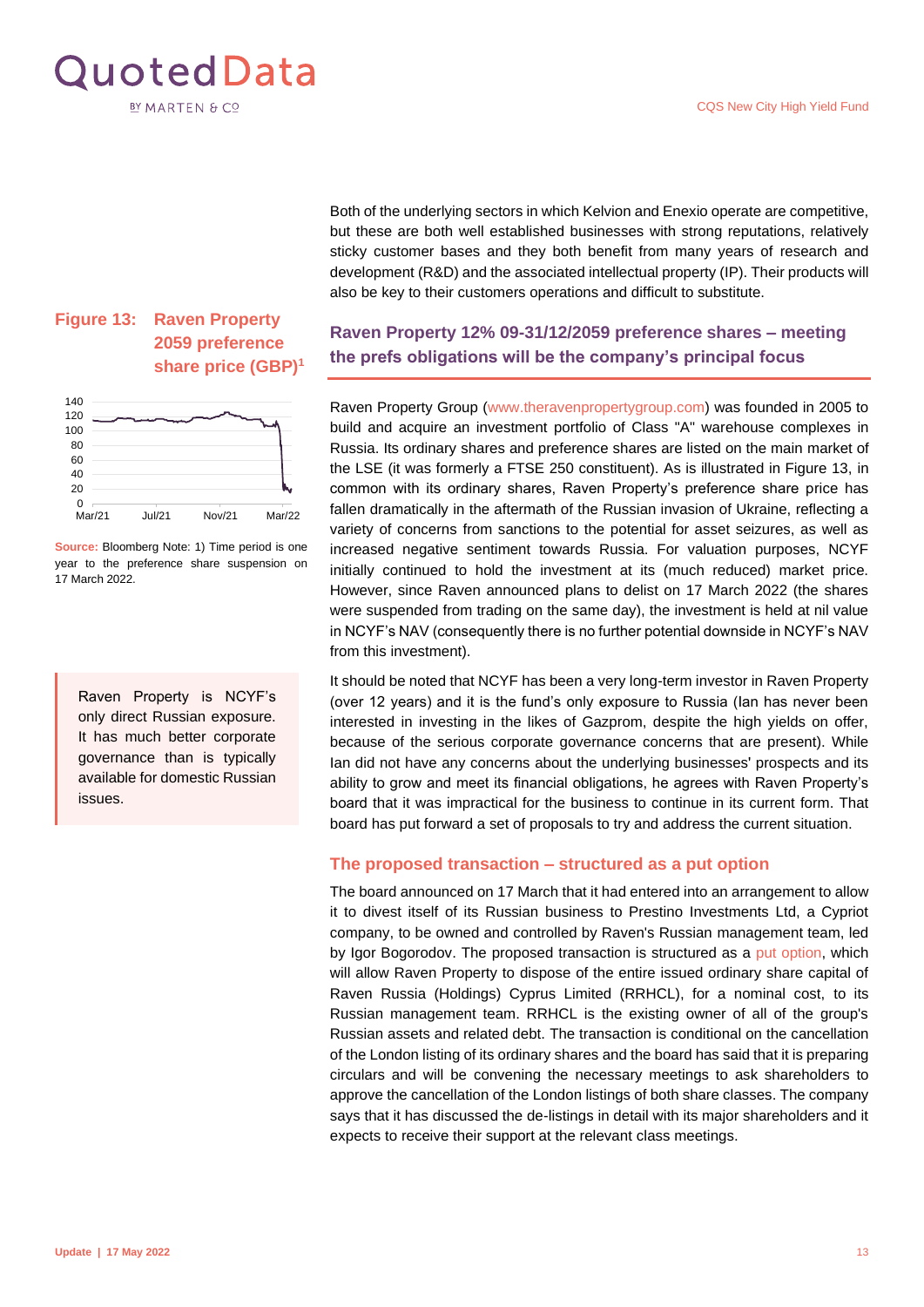Both of the underlying sectors in which Kelvion and Enexio operate are competitive, but these are both well established businesses with strong reputations, relatively sticky customer bases and they both benefit from many years of research and development (R&D) and the associated intellectual property (IP). Their products will also be key to their customers operations and difficult to substitute.

## Raven Property 12% 09-31/12/2059 preference shares – meeting the prefs obligations will be the company's principal focus

**Figure 13: Raven Property 2059 preference share price (GBP)[1]**

Source: Bloomberg Note: 1) Time period is one year to the preference share suspension on 17 March 2022.

Raven Property Group (www.theravenpropertygroup.com) was founded in 2005 to build and acquire an investment portfolio of Class "A" warehouse complexes in Russia. Its ordinary shares and preference shares are listed on the main market of the LSE (it was formerly a FTSE 250 constituent). As is illustrated in Figure 13, in common with its ordinary shares, Raven Property's preference share price has fallen dramatically in the aftermath of the Russian invasion of Ukraine, reflecting a variety of concerns from sanctions to the potential for asset seizures, as well as increased negative sentiment towards Russia. For valuation purposes, NCYF initially continued to hold the investment at its (much reduced) market price. However, since Raven announced plans to delist on 17 March 2022 (the shares were suspended from trading on the same day), the investment is held at nil value in NCYF's NAV (consequently there is no further potential downside in NCYF's NAV from this investment).

> Raven Property is NCYF's only direct Russian exposure. It has much better corporate governance than is typically available for domestic Russian issues.

It should be noted that NCYF has been a very long-term investor in Raven Property (over 12 years) and it is the fund's only exposure to Russia (Ian has never been interested in investing in the likes of Gazprom, despite the high yields on offer, because of the serious corporate governance concerns that are present). While Ian did not have any concerns about the underlying businesses' prospects and its ability to grow and meet its financial obligations, he agrees with Raven Property's board that it was impractical for the business to continue in its current form. That board has put forward a set of proposals to try and address the current situation.

### The proposed transaction – structured as a put option

The board announced on 17 March that it had entered into an arrangement to allow it to divest itself of its Russian business to Prestino Investments Ltd, a Cypriot company, to be owned and controlled by Raven's Russian management team, led by Igor Bogorodov. The proposed transaction is structured as a put option, which will allow Raven Property to dispose of the entire issued ordinary share capital of Raven Russia (Holdings) Cyprus Limited (RRHCL), for a nominal cost, to its Russian management team. RRHCL is the existing owner of all of the group's Russian assets and related debt. The transaction is conditional on the cancellation of the London listing of its ordinary shares and the board has said that it is preparing circulars and will be convening the necessary meetings to ask shareholders to approve the cancellation of the London listings of both share classes. The company says that it has discussed the de-listings in detail with its major shareholders and it expects to receive their support at the relevant class meetings.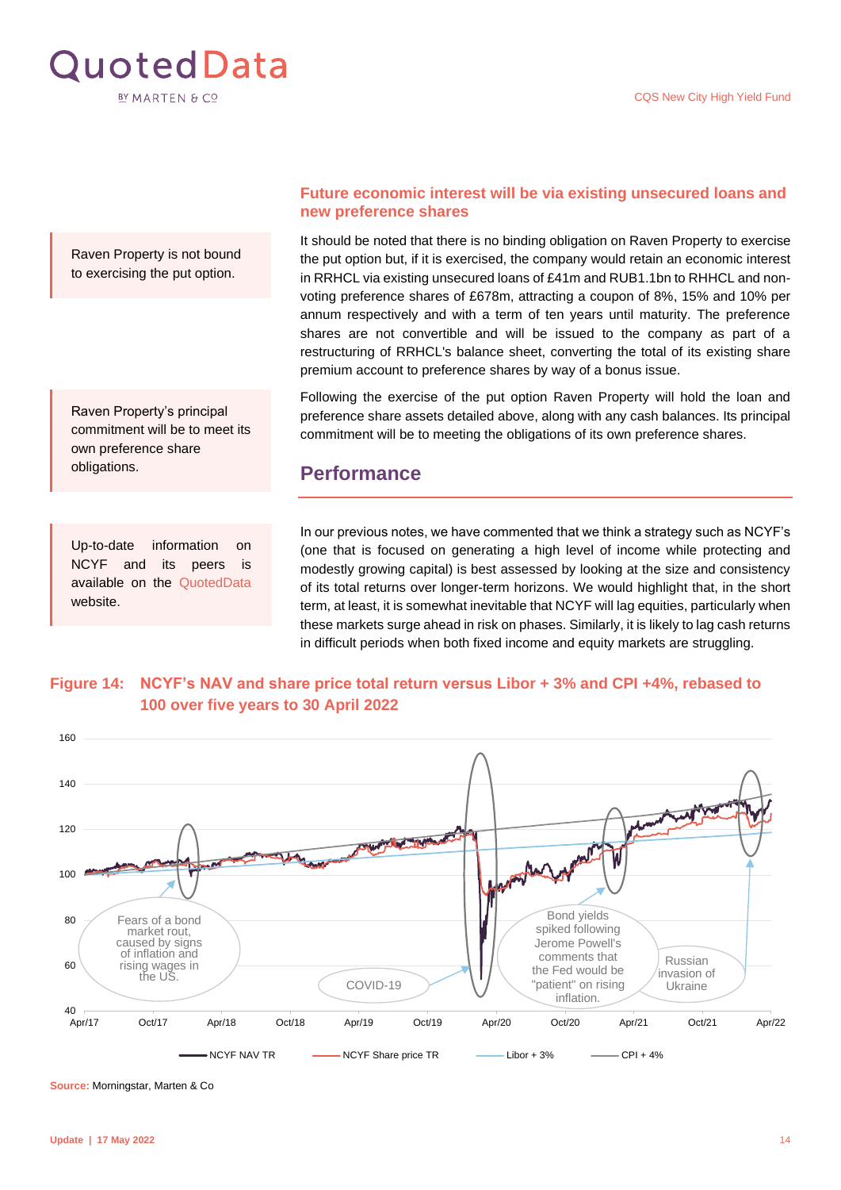## Future economic interest will be via existing unsecured loans and new preference shares

Raven Property is not bound to exercising the put option.

It should be noted that there is no binding obligation on Raven Property to exercise the put option but, if it is exercised, the company would retain an economic interest in RRHCL via existing unsecured loans of £41m and RUB1.1bn to RHHCL and non-voting preference shares of £678m, attracting a coupon of 8%, 15% and 10% per annum respectively and with a term of ten years until maturity. The preference shares are not convertible and will be issued to the company as part of a restructuring of RRHCL's balance sheet, converting the total of its existing share premium account to preference shares by way of a bonus issue.

Raven Property's principal commitment will be to meet its own preference share obligations.

Following the exercise of the put option Raven Property will hold the loan and preference share assets detailed above, along with any cash balances. Its principal commitment will be to meeting the obligations of its own preference shares.

## Performance

Up-to-date information on NCYF and its peers is available on the QuotedData website.

In our previous notes, we have commented that we think a strategy such as NCYF's (one that is focused on generating a high level of income while protecting and modestly growing capital) is best assessed by looking at the size and consistency of its total returns over longer-term horizons. We would highlight that, in the short term, at least, it is somewhat inevitable that NCYF will lag equities, particularly when these markets surge ahead in risk on phases. Similarly, it is likely to lag cash returns in difficult periods when both fixed income and equity markets are struggling.

**Figure 14: NCYF's NAV and share price total return versus Libor + 3% and CPI +4%, rebased to 100 over five years to 30 April 2022**

Source: Morningstar, Marten & Co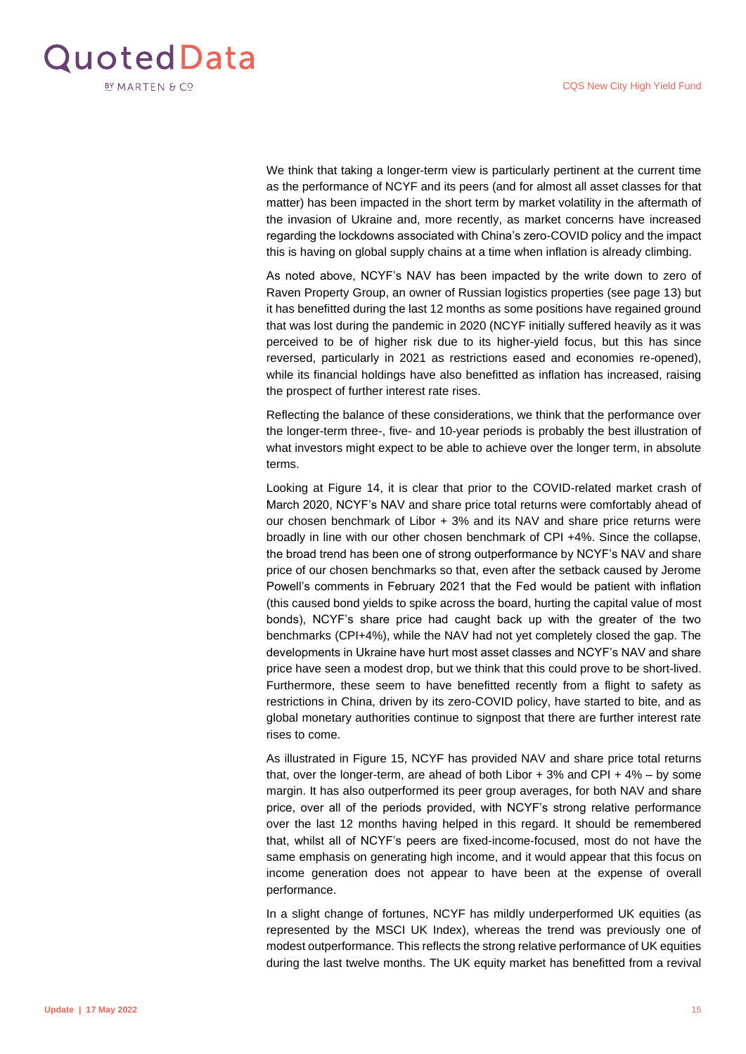We think that taking a longer-term view is particularly pertinent at the current time as the performance of NCYF and its peers (and for almost all asset classes for that matter) has been impacted in the short term by market volatility in the aftermath of the invasion of Ukraine and, more recently, as market concerns have increased regarding the lockdowns associated with China's zero-COVID policy and the impact this is having on global supply chains at a time when inflation is already climbing.

As noted above, NCYF's NAV has been impacted by the write down to zero of Raven Property Group, an owner of Russian logistics properties (see page 13) but it has benefitted during the last 12 months as some positions have regained ground that was lost during the pandemic in 2020 (NCYF initially suffered heavily as it was perceived to be of higher risk due to its higher-yield focus, but this has since reversed, particularly in 2021 as restrictions eased and economies re-opened), while its financial holdings have also benefitted as inflation has increased, raising the prospect of further interest rate rises.

Reflecting the balance of these considerations, we think that the performance over the longer-term three-, five- and 10-year periods is probably the best illustration of what investors might expect to be able to achieve over the longer term, in absolute terms.

Looking at Figure 14, it is clear that prior to the COVID-related market crash of March 2020, NCYF's NAV and share price total returns were comfortably ahead of our chosen benchmark of Libor + 3% and its NAV and share price returns were broadly in line with our other chosen benchmark of CPI +4%. Since the collapse, the broad trend has been one of strong outperformance by NCYF's NAV and share price of our chosen benchmarks so that, even after the setback caused by Jerome Powell's comments in February 2021 that the Fed would be patient with inflation (this caused bond yields to spike across the board, hurting the capital value of most bonds), NCYF's share price had caught back up with the greater of the two benchmarks (CPI+4%), while the NAV had not yet completely closed the gap. The developments in Ukraine have hurt most asset classes and NCYF's NAV and share price have seen a modest drop, but we think that this could prove to be short-lived. Furthermore, these seem to have benefitted recently from a flight to safety as restrictions in China, driven by its zero-COVID policy, have started to bite, and as global monetary authorities continue to signpost that there are further interest rate rises to come.

As illustrated in Figure 15, NCYF has provided NAV and share price total returns that, over the longer-term, are ahead of both Libor + 3% and CPI + 4% – by some margin. It has also outperformed its peer group averages, for both NAV and share price, over all of the periods provided, with NCYF's strong relative performance over the last 12 months having helped in this regard. It should be remembered that, whilst all of NCYF's peers are fixed-income-focused, most do not have the same emphasis on generating high income, and it would appear that this focus on income generation does not appear to have been at the expense of overall performance.

In a slight change of fortunes, NCYF has mildly underperformed UK equities (as represented by the MSCI UK Index), whereas the trend was previously one of modest outperformance. This reflects the strong relative performance of UK equities during the last twelve months. The UK equity market has benefitted from a revival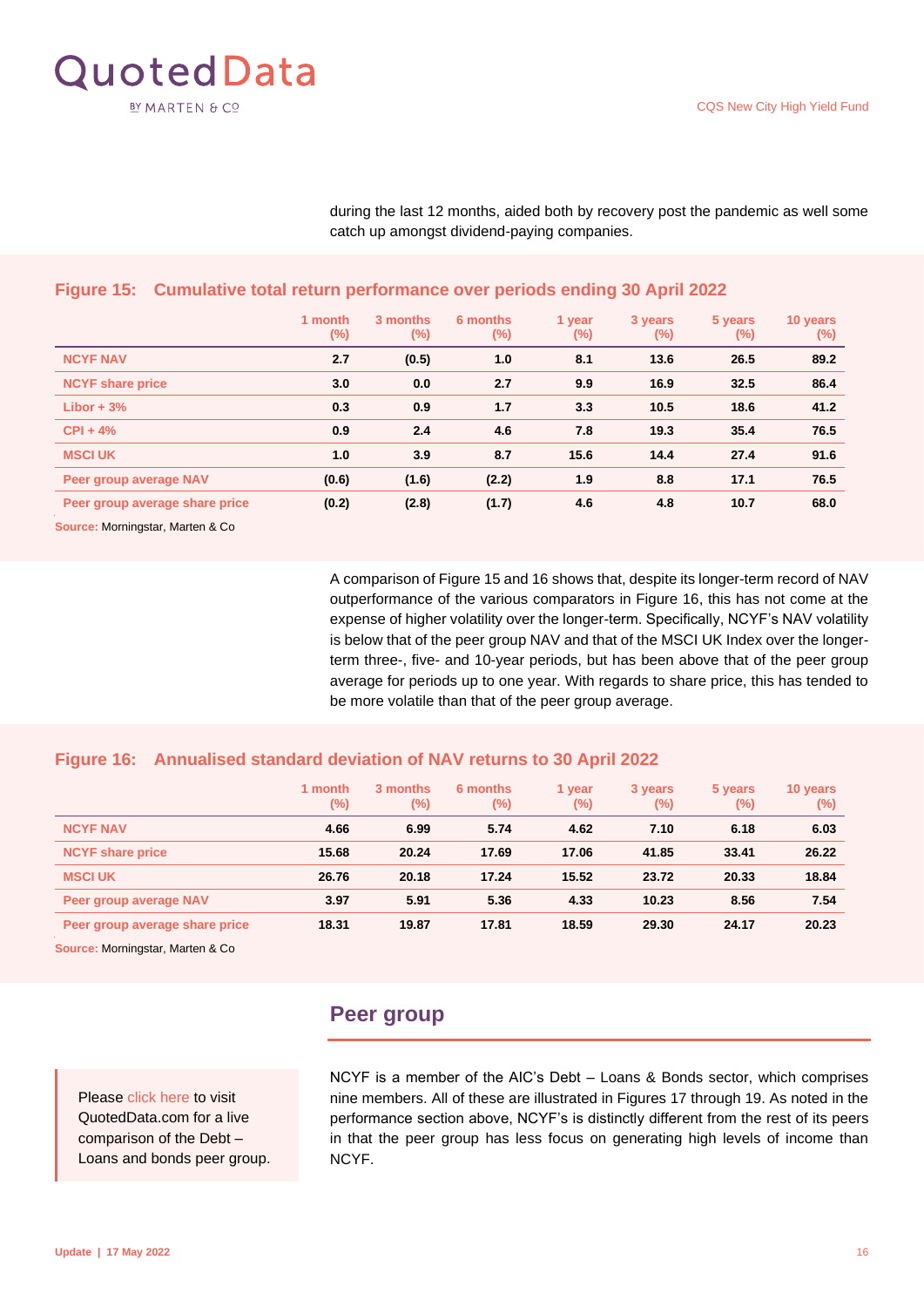during the last 12 months, aided both by recovery post the pandemic as well some catch up amongst dividend-paying companies.

**Figure 15: Cumulative total return performance over periods ending 30 April 2022**

| | 1 month (%) | 3 months (%) | 6 months (%) | 1 year (%) | 3 years (%) | 5 years (%) | 10 years (%) |
|---|---|---|---|---|---|---|---|
| NCYF NAV | 2.7 | (0.5) | 1.0 | 8.1 | 13.6 | 26.5 | 89.2 |
| NCYF share price | 3.0 | 0.0 | 2.7 | 9.9 | 16.9 | 32.5 | 86.4 |
| Libor + 3% | 0.3 | 0.9 | 1.7 | 3.3 | 10.5 | 18.6 | 41.2 |
| CPI + 4% | 0.9 | 2.4 | 4.6 | 7.8 | 19.3 | 35.4 | 76.5 |
| MSCI UK | 1.0 | 3.9 | 8.7 | 15.6 | 14.4 | 27.4 | 91.6 |
| Peer group average NAV | (0.6) | (1.6) | (2.2) | 1.9 | 8.8 | 17.1 | 76.5 |
| Peer group average share price | (0.2) | (2.8) | (1.7) | 4.6 | 4.8 | 10.7 | 68.0 |

Source: Morningstar, Marten & Co

A comparison of Figure 15 and 16 shows that, despite its longer-term record of NAV outperformance of the various comparators in Figure 16, this has not come at the expense of higher volatility over the longer-term. Specifically, NCYF's NAV volatility is below that of the peer group NAV and that of the MSCI UK Index over the longer-term three-, five- and 10-year periods, but has been above that of the peer group average for periods up to one year. With regards to share price, this has tended to be more volatile than that of the peer group average.

**Figure 16: Annualised standard deviation of NAV returns to 30 April 2022**

| | 1 month (%) | 3 months (%) | 6 months (%) | 1 year (%) | 3 years (%) | 5 years (%) | 10 years (%) |
|---|---|---|---|---|---|---|---|
| NCYF NAV | 4.66 | 6.99 | 5.74 | 4.62 | 7.10 | 6.18 | 6.03 |
| NCYF share price | 15.68 | 20.24 | 17.69 | 17.06 | 41.85 | 33.41 | 26.22 |
| MSCI UK | 26.76 | 20.18 | 17.24 | 15.52 | 23.72 | 20.33 | 18.84 |
| Peer group average NAV | 3.97 | 5.91 | 5.36 | 4.33 | 10.23 | 8.56 | 7.54 |
| Peer group average share price | 18.31 | 19.87 | 17.81 | 18.59 | 29.30 | 24.17 | 20.23 |

Source: Morningstar, Marten & Co

## Peer group

Please click here to visit QuotedData.com for a live comparison of the Debt – Loans and bonds peer group.

NCYF is a member of the AIC's Debt – Loans & Bonds sector, which comprises nine members. All of these are illustrated in Figures 17 through 19. As noted in the performance section above, NCYF's is distinctly different from the rest of its peers in that the peer group has less focus on generating high levels of income than NCYF.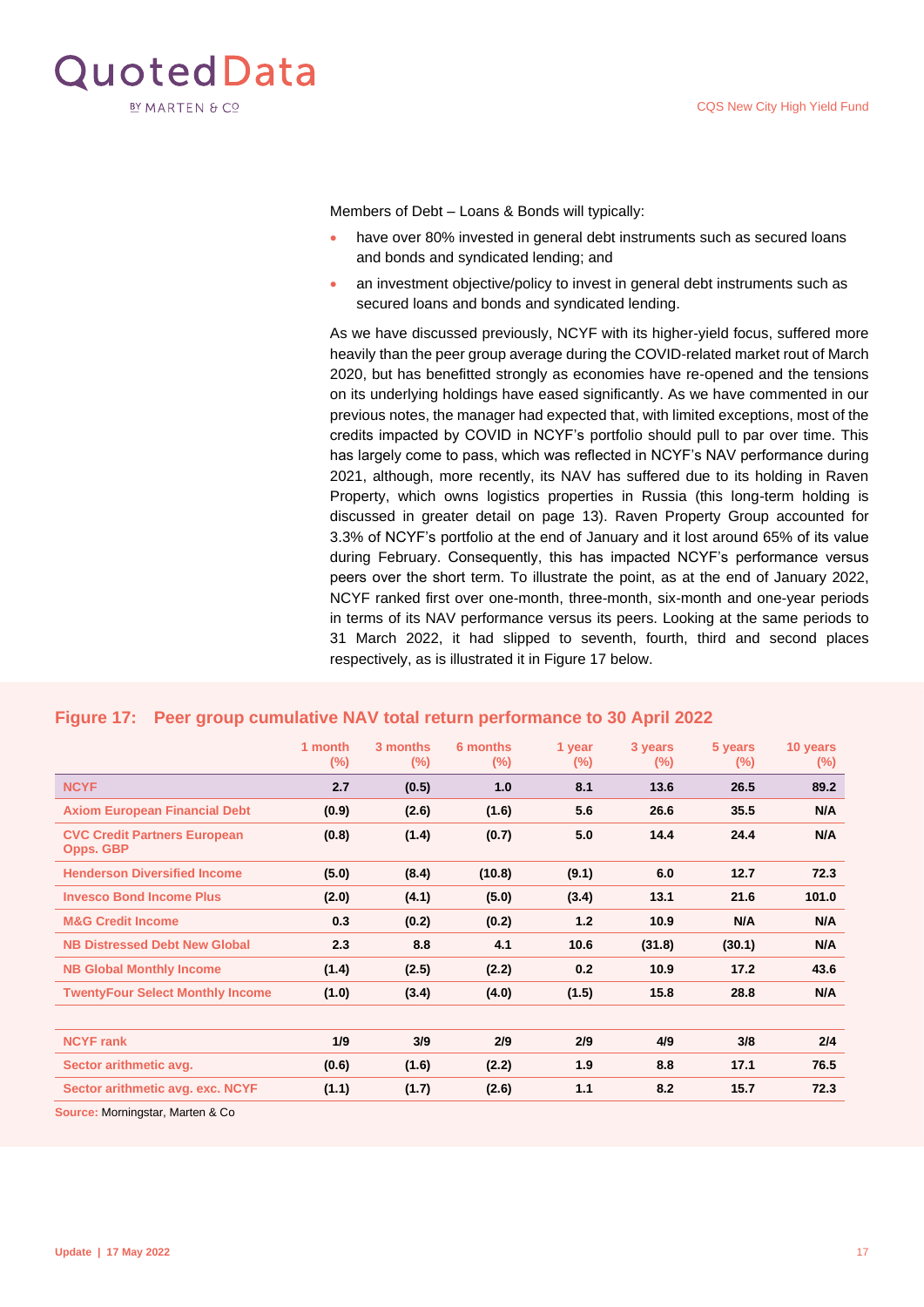Members of Debt – Loans & Bonds will typically:

- have over 80% invested in general debt instruments such as secured loans and bonds and syndicated lending; and
- an investment objective/policy to invest in general debt instruments such as secured loans and bonds and syndicated lending.

As we have discussed previously, NCYF with its higher-yield focus, suffered more heavily than the peer group average during the COVID-related market rout of March 2020, but has benefitted strongly as economies have re-opened and the tensions on its underlying holdings have eased significantly. As we have commented in our previous notes, the manager had expected that, with limited exceptions, most of the credits impacted by COVID in NCYF's portfolio should pull to par over time. This has largely come to pass, which was reflected in NCYF's NAV performance during 2021, although, more recently, its NAV has suffered due to its holding in Raven Property, which owns logistics properties in Russia (this long-term holding is discussed in greater detail on page 13). Raven Property Group accounted for 3.3% of NCYF's portfolio at the end of January and it lost around 65% of its value during February. Consequently, this has impacted NCYF's performance versus peers over the short term. To illustrate the point, as at the end of January 2022, NCYF ranked first over one-month, three-month, six-month and one-year periods in terms of its NAV performance versus its peers. Looking at the same periods to 31 March 2022, it had slipped to seventh, fourth, third and second places respectively, as is illustrated it in Figure 17 below.

**Figure 17: Peer group cumulative NAV total return performance to 30 April 2022**

| | 1 month (%) | 3 months (%) | 6 months (%) | 1 year (%) | 3 years (%) | 5 years (%) | 10 years (%) |
|---|---|---|---|---|---|---|---|
| NCYF | 2.7 | (0.5) | 1.0 | 8.1 | 13.6 | 26.5 | 89.2 |
| Axiom European Financial Debt | (0.9) | (2.6) | (1.6) | 5.6 | 26.6 | 35.5 | N/A |
| CVC Credit Partners European Opps. GBP | (0.8) | (1.4) | (0.7) | 5.0 | 14.4 | 24.4 | N/A |
| Henderson Diversified Income | (5.0) | (8.4) | (10.8) | (9.1) | 6.0 | 12.7 | 72.3 |
| Invesco Bond Income Plus | (2.0) | (4.1) | (5.0) | (3.4) | 13.1 | 21.6 | 101.0 |
| M&G Credit Income | 0.3 | (0.2) | (0.2) | 1.2 | 10.9 | N/A | N/A |
| NB Distressed Debt New Global | 2.3 | 8.8 | 4.1 | 10.6 | (31.8) | (30.1) | N/A |
| NB Global Monthly Income | (1.4) | (2.5) | (2.2) | 0.2 | 10.9 | 17.2 | 43.6 |
| TwentyFour Select Monthly Income | (1.0) | (3.4) | (4.0) | (1.5) | 15.8 | 28.8 | N/A |
| | | | | | | | |
| NCYF rank | 1/9 | 3/9 | 2/9 | 2/9 | 4/9 | 3/8 | 2/4 |
| Sector arithmetic avg. | (0.6) | (1.6) | (2.2) | 1.9 | 8.8 | 17.1 | 76.5 |
| Sector arithmetic avg. exc. NCYF | (1.1) | (1.7) | (2.6) | 1.1 | 8.2 | 15.7 | 72.3 |

Source: Morningstar, Marten & Co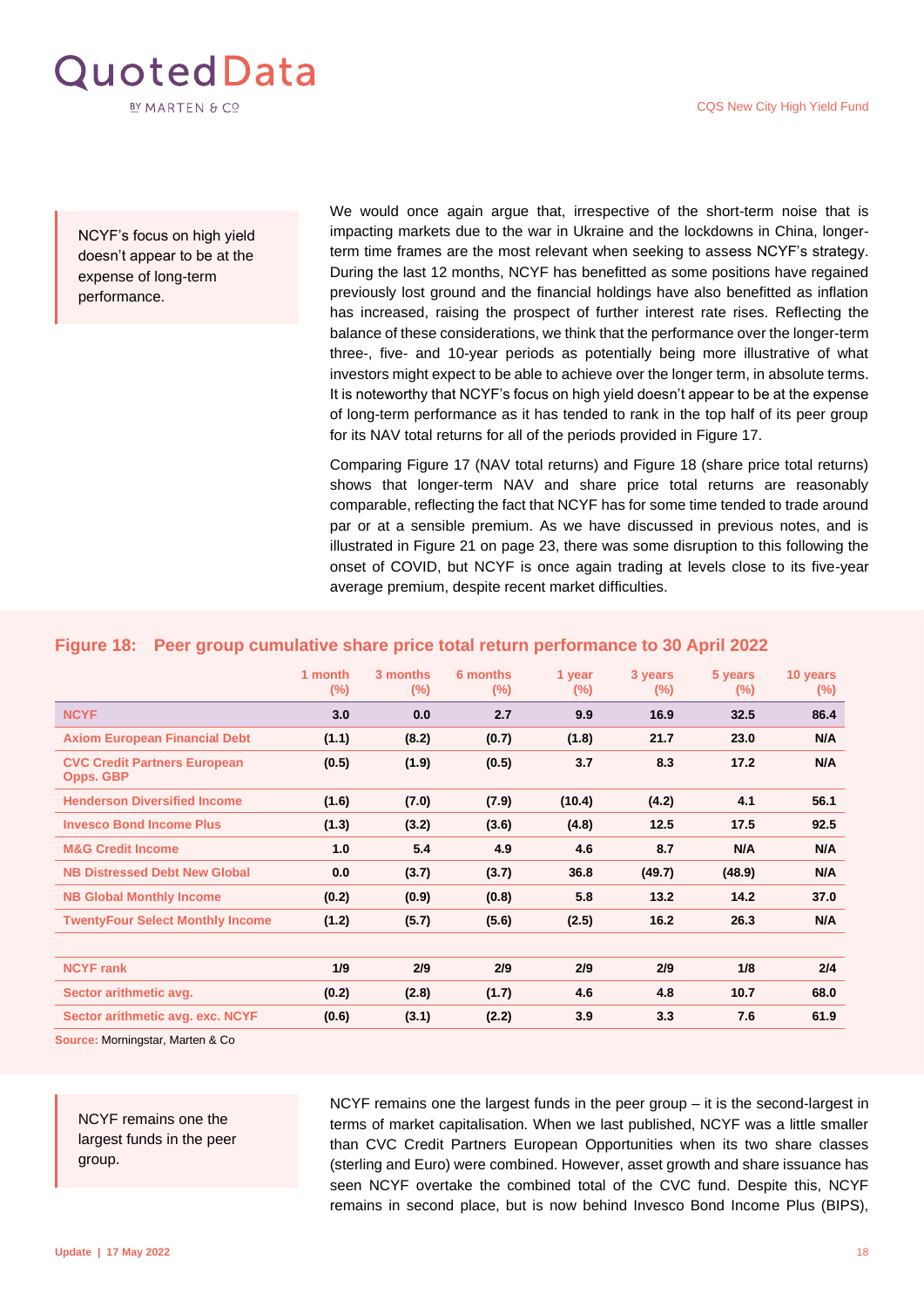NCYF's focus on high yield doesn't appear to be at the expense of long-term performance.

We would once again argue that, irrespective of the short-term noise that is impacting markets due to the war in Ukraine and the lockdowns in China, longer-term time frames are the most relevant when seeking to assess NCYF's strategy. During the last 12 months, NCYF has benefitted as some positions have regained previously lost ground and the financial holdings have also benefitted as inflation has increased, raising the prospect of further interest rate rises. Reflecting the balance of these considerations, we think that the performance over the longer-term three-, five- and 10-year periods as potentially being more illustrative of what investors might expect to be able to achieve over the longer term, in absolute terms. It is noteworthy that NCYF's focus on high yield doesn't appear to be at the expense of long-term performance as it has tended to rank in the top half of its peer group for its NAV total returns for all of the periods provided in Figure 17.

Comparing Figure 17 (NAV total returns) and Figure 18 (share price total returns) shows that longer-term NAV and share price total returns are reasonably comparable, reflecting the fact that NCYF has for some time tended to trade around par or at a sensible premium. As we have discussed in previous notes, and is illustrated in Figure 21 on page 23, there was some disruption to this following the onset of COVID, but NCYF is once again trading at levels close to its five-year average premium, despite recent market difficulties.

**Figure 18: Peer group cumulative share price total return performance to 30 April 2022**

| | 1 month (%) | 3 months (%) | 6 months (%) | 1 year (%) | 3 years (%) | 5 years (%) | 10 years (%) |
|---|---|---|---|---|---|---|---|
| NCYF | 3.0 | 0.0 | 2.7 | 9.9 | 16.9 | 32.5 | 86.4 |
| Axiom European Financial Debt | (1.1) | (8.2) | (0.7) | (1.8) | 21.7 | 23.0 | N/A |
| CVC Credit Partners European Opps. GBP | (0.5) | (1.9) | (0.5) | 3.7 | 8.3 | 17.2 | N/A |
| Henderson Diversified Income | (1.6) | (7.0) | (7.9) | (10.4) | (4.2) | 4.1 | 56.1 |
| Invesco Bond Income Plus | (1.3) | (3.2) | (3.6) | (4.8) | 12.5 | 17.5 | 92.5 |
| M&G Credit Income | 1.0 | 5.4 | 4.9 | 4.6 | 8.7 | N/A | N/A |
| NB Distressed Debt New Global | 0.0 | (3.7) | (3.7) | 36.8 | (49.7) | (48.9) | N/A |
| NB Global Monthly Income | (0.2) | (0.9) | (0.8) | 5.8 | 13.2 | 14.2 | 37.0 |
| TwentyFour Select Monthly Income | (1.2) | (5.7) | (5.6) | (2.5) | 16.2 | 26.3 | N/A |
| | | | | | | | |
| NCYF rank | 1/9 | 2/9 | 2/9 | 2/9 | 2/9 | 1/8 | 2/4 |
| Sector arithmetic avg. | (0.2) | (2.8) | (1.7) | 4.6 | 4.8 | 10.7 | 68.0 |
| Sector arithmetic avg. exc. NCYF | (0.6) | (3.1) | (2.2) | 3.9 | 3.3 | 7.6 | 61.9 |

Source: Morningstar, Marten & Co

NCYF remains one the largest funds in the peer group.

NCYF remains one the largest funds in the peer group – it is the second-largest in terms of market capitalisation. When we last published, NCYF was a little smaller than CVC Credit Partners European Opportunities when its two share classes (sterling and Euro) were combined. However, asset growth and share issuance has seen NCYF overtake the combined total of the CVC fund. Despite this, NCYF remains in second place, but is now behind Invesco Bond Income Plus (BIPS),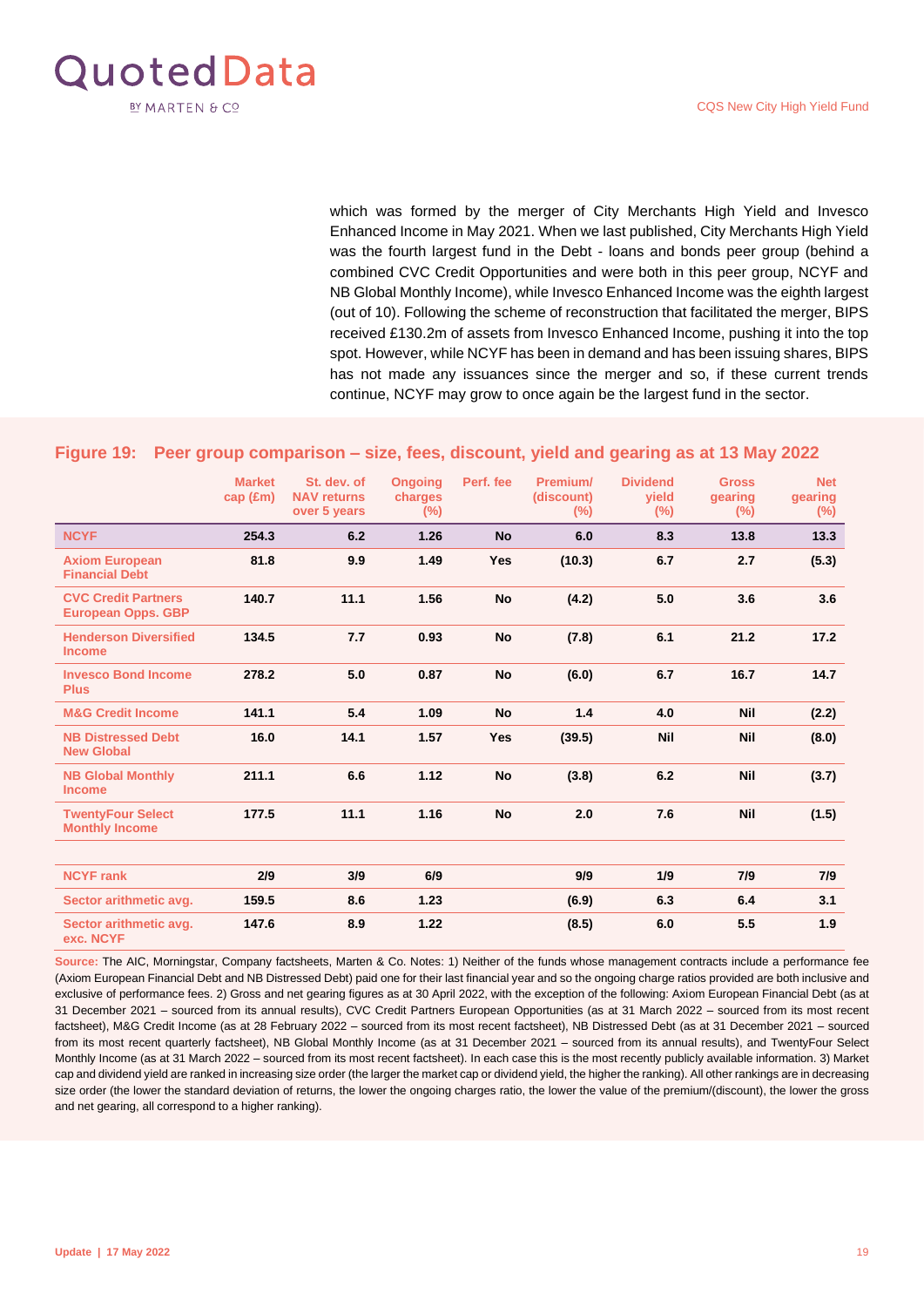which was formed by the merger of City Merchants High Yield and Invesco Enhanced Income in May 2021. When we last published, City Merchants High Yield was the fourth largest fund in the Debt - loans and bonds peer group (behind a combined CVC Credit Opportunities and were both in this peer group, NCYF and NB Global Monthly Income), while Invesco Enhanced Income was the eighth largest (out of 10). Following the scheme of reconstruction that facilitated the merger, BIPS received £130.2m of assets from Invesco Enhanced Income, pushing it into the top spot. However, while NCYF has been in demand and has been issuing shares, BIPS has not made any issuances since the merger and so, if these current trends continue, NCYF may grow to once again be the largest fund in the sector.

## Figure 19: Peer group comparison – size, fees, discount, yield and gearing as at 13 May 2022

| | Market cap (£m) | St. dev. of NAV returns over 5 years | Ongoing charges (%) | Perf. fee | Premium/ (discount) (%) | Dividend yield (%) | Gross gearing (%) | Net gearing (%) |
|---|---|---|---|---|---|---|---|---|
| **NCYF** | **254.3** | **6.2** | **1.26** | **No** | **6.0** | **8.3** | **13.8** | **13.3** |
| Axiom European Financial Debt | 81.8 | 9.9 | 1.49 | Yes | (10.3) | 6.7 | 2.7 | (5.3) |
| CVC Credit Partners European Opps. GBP | 140.7 | 11.1 | 1.56 | No | (4.2) | 5.0 | 3.6 | 3.6 |
| Henderson Diversified Income | 134.5 | 7.7 | 0.93 | No | (7.8) | 6.1 | 21.2 | 17.2 |
| Invesco Bond Income Plus | 278.2 | 5.0 | 0.87 | No | (6.0) | 6.7 | 16.7 | 14.7 |
| M&G Credit Income | 141.1 | 5.4 | 1.09 | No | 1.4 | 4.0 | Nil | (2.2) |
| NB Distressed Debt New Global | 16.0 | 14.1 | 1.57 | Yes | (39.5) | Nil | Nil | (8.0) |
| NB Global Monthly Income | 211.1 | 6.6 | 1.12 | No | (3.8) | 6.2 | Nil | (3.7) |
| TwentyFour Select Monthly Income | 177.5 | 11.1 | 1.16 | No | 2.0 | 7.6 | Nil | (1.5) |
| | | | | | | | | |
| NCYF rank | 2/9 | 3/9 | 6/9 | | 9/9 | 1/9 | 7/9 | 7/9 |
| Sector arithmetic avg. | 159.5 | 8.6 | 1.23 | | (6.9) | 6.3 | 6.4 | 3.1 |
| Sector arithmetic avg. exc. NCYF | 147.6 | 8.9 | 1.22 | | (8.5) | 6.0 | 5.5 | 1.9 |

**Source:** The AIC, Morningstar, Company factsheets, Marten & Co. Notes: 1) Neither of the funds whose management contracts include a performance fee (Axiom European Financial Debt and NB Distressed Debt) paid one for their last financial year and so the ongoing charge ratios provided are both inclusive and exclusive of performance fees. 2) Gross and net gearing figures as at 30 April 2022, with the exception of the following: Axiom European Financial Debt (as at 31 December 2021 – sourced from its annual results), CVC Credit Partners European Opportunities (as at 31 March 2022 – sourced from its most recent factsheet), M&G Credit Income (as at 28 February 2022 – sourced from its most recent factsheet), NB Distressed Debt (as at 31 December 2021 – sourced from its most recent quarterly factsheet), NB Global Monthly Income (as at 31 December 2021 – sourced from its annual results), and TwentyFour Select Monthly Income (as at 31 March 2022 – sourced from its most recent factsheet). In each case this is the most recently publicly available information. 3) Market cap and dividend yield are ranked in increasing size order (the larger the market cap or dividend yield, the higher the ranking). All other rankings are in decreasing size order (the lower the standard deviation of returns, the lower the ongoing charges ratio, the lower the value of the premium/(discount), the lower the gross and net gearing, all correspond to a higher ranking).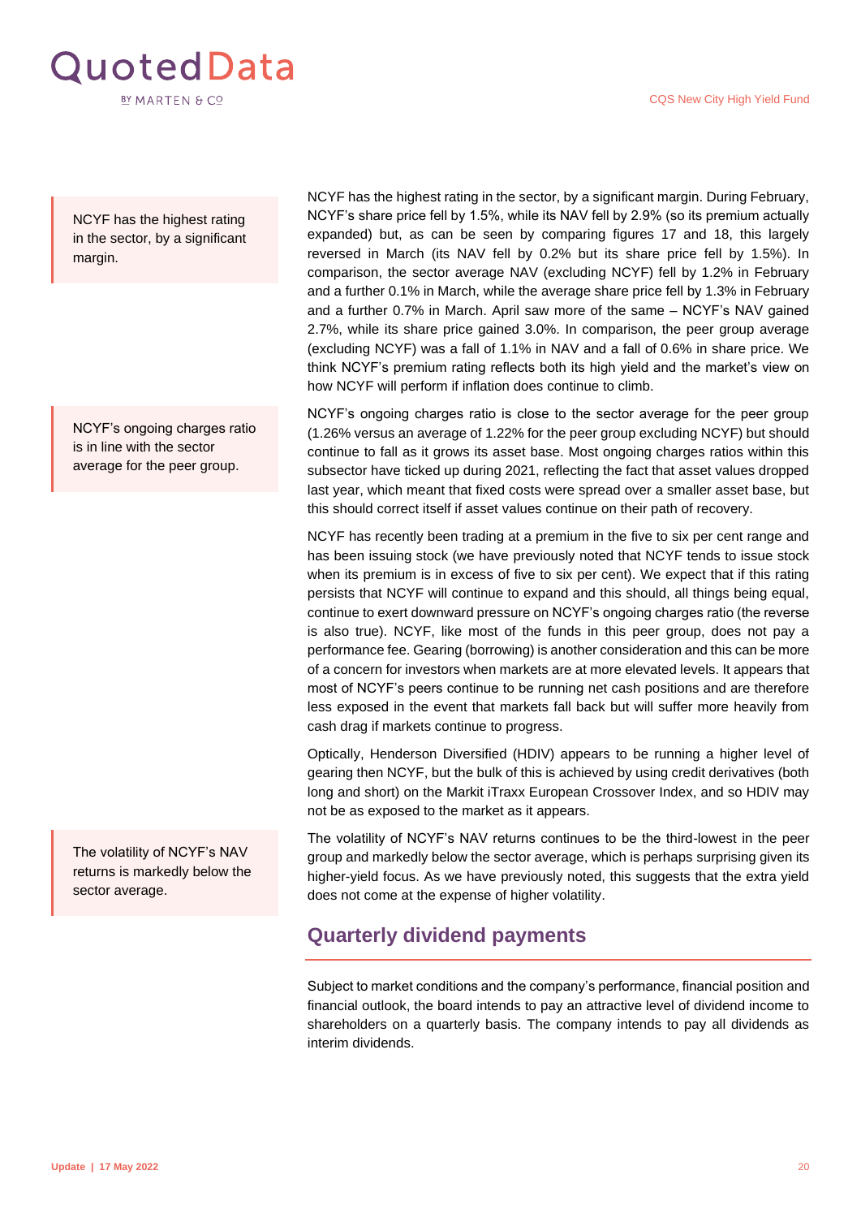NCYF has the highest rating in the sector, by a significant margin.

NCYF has the highest rating in the sector, by a significant margin. During February, NCYF's share price fell by 1.5%, while its NAV fell by 2.9% (so its premium actually expanded) but, as can be seen by comparing figures 17 and 18, this largely reversed in March (its NAV fell by 0.2% but its share price fell by 1.5%). In comparison, the sector average NAV (excluding NCYF) fell by 1.2% in February and a further 0.1% in March, while the average share price fell by 1.3% in February and a further 0.7% in March. April saw more of the same – NCYF's NAV gained 2.7%, while its share price gained 3.0%. In comparison, the peer group average (excluding NCYF) was a fall of 1.1% in NAV and a fall of 0.6% in share price. We think NCYF's premium rating reflects both its high yield and the market's view on how NCYF will perform if inflation does continue to climb.

NCYF's ongoing charges ratio is in line with the sector average for the peer group.

NCYF's ongoing charges ratio is close to the sector average for the peer group (1.26% versus an average of 1.22% for the peer group excluding NCYF) but should continue to fall as it grows its asset base. Most ongoing charges ratios within this subsector have ticked up during 2021, reflecting the fact that asset values dropped last year, which meant that fixed costs were spread over a smaller asset base, but this should correct itself if asset values continue on their path of recovery.

NCYF has recently been trading at a premium in the five to six per cent range and has been issuing stock (we have previously noted that NCYF tends to issue stock when its premium is in excess of five to six per cent). We expect that if this rating persists that NCYF will continue to expand and this should, all things being equal, continue to exert downward pressure on NCYF's ongoing charges ratio (the reverse is also true). NCYF, like most of the funds in this peer group, does not pay a performance fee. Gearing (borrowing) is another consideration and this can be more of a concern for investors when markets are at more elevated levels. It appears that most of NCYF's peers continue to be running net cash positions and are therefore less exposed in the event that markets fall back but will suffer more heavily from cash drag if markets continue to progress.

Optically, Henderson Diversified (HDIV) appears to be running a higher level of gearing then NCYF, but the bulk of this is achieved by using credit derivatives (both long and short) on the Markit iTraxx European Crossover Index, and so HDIV may not be as exposed to the market as it appears.

The volatility of NCYF's NAV returns is markedly below the sector average.

The volatility of NCYF's NAV returns continues to be the third-lowest in the peer group and markedly below the sector average, which is perhaps surprising given its higher-yield focus. As we have previously noted, this suggests that the extra yield does not come at the expense of higher volatility.

## Quarterly dividend payments

Subject to market conditions and the company's performance, financial position and financial outlook, the board intends to pay an attractive level of dividend income to shareholders on a quarterly basis. The company intends to pay all dividends as interim dividends.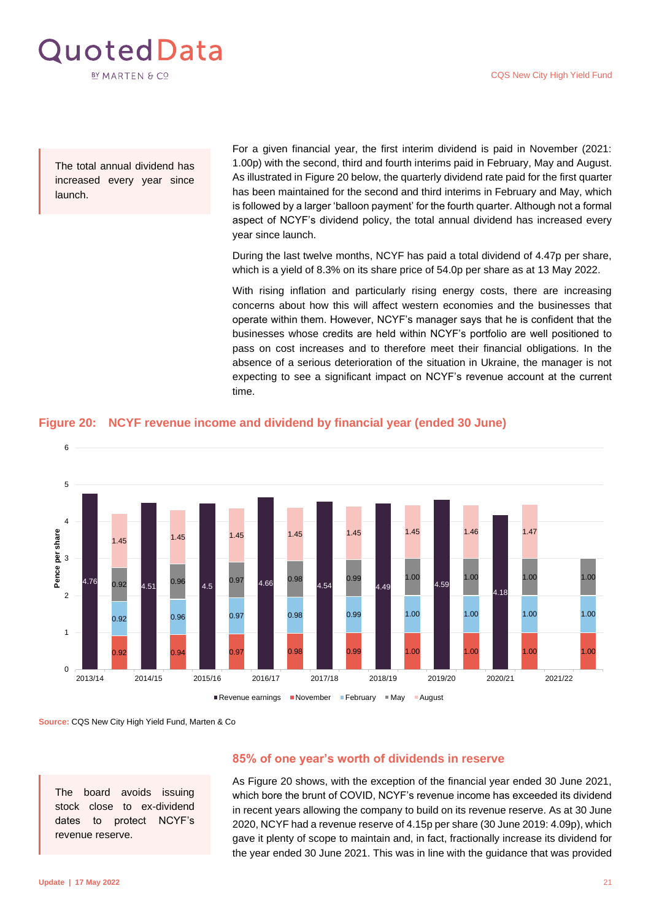> The total annual dividend has increased every year since launch.

For a given financial year, the first interim dividend is paid in November (2021: 1.00p) with the second, third and fourth interims paid in February, May and August. As illustrated in Figure 20 below, the quarterly dividend rate paid for the first quarter has been maintained for the second and third interims in February and May, which is followed by a larger 'balloon payment' for the fourth quarter. Although not a formal aspect of NCYF's dividend policy, the total annual dividend has increased every year since launch.

During the last twelve months, NCYF has paid a total dividend of 4.47p per share, which is a yield of 8.3% on its share price of 54.0p per share as at 13 May 2022.

With rising inflation and particularly rising energy costs, there are increasing concerns about how this will affect western economies and the businesses that operate within them. However, NCYF's manager says that he is confident that the businesses whose credits are held within NCYF's portfolio are well positioned to pass on cost increases and to therefore meet their financial obligations. In the absence of a serious deterioration of the situation in Ukraine, the manager is not expecting to see a significant impact on NCYF's revenue account at the current time.

**Figure 20: NCYF revenue income and dividend by financial year (ended 30 June)**

| Financial year | Revenue earnings (pence per share) | November | February | May | August |
|---|---|---|---|---|---|
| 2013/14 | 4.76 | 0.92 | 0.92 | 0.92 | 1.45 |
| 2014/15 | 4.51 | 0.94 | 0.96 | 0.96 | 1.45 |
| 2015/16 | 4.5 | 0.97 | 0.97 | 0.97 | 1.45 |
| 2016/17 | 4.66 | 0.98 | 0.98 | 0.98 | 1.45 |
| 2017/18 | 4.54 | 0.99 | 0.99 | 0.99 | 1.45 |
| 2018/19 | 4.49 | 1.00 | 1.00 | 1.00 | 1.45 |
| 2019/20 | 4.59 | 1.00 | 1.00 | 1.00 | 1.46 |
| 2020/21 | 4.18 | 1.00 | 1.00 | 1.00 | 1.47 |
| 2021/22 | | 1.00 | 1.00 | 1.00 | |

**Source:** CQS New City High Yield Fund, Marten & Co

## 85% of one year's worth of dividends in reserve

> The board avoids issuing stock close to ex-dividend dates to protect NCYF's revenue reserve.

As Figure 20 shows, with the exception of the financial year ended 30 June 2021, which bore the brunt of COVID, NCYF's revenue income has exceeded its dividend in recent years allowing the company to build on its revenue reserve. As at 30 June 2020, NCYF had a revenue reserve of 4.15p per share (30 June 2019: 4.09p), which gave it plenty of scope to maintain and, in fact, fractionally increase its dividend for the year ended 30 June 2021. This was in line with the guidance that was provided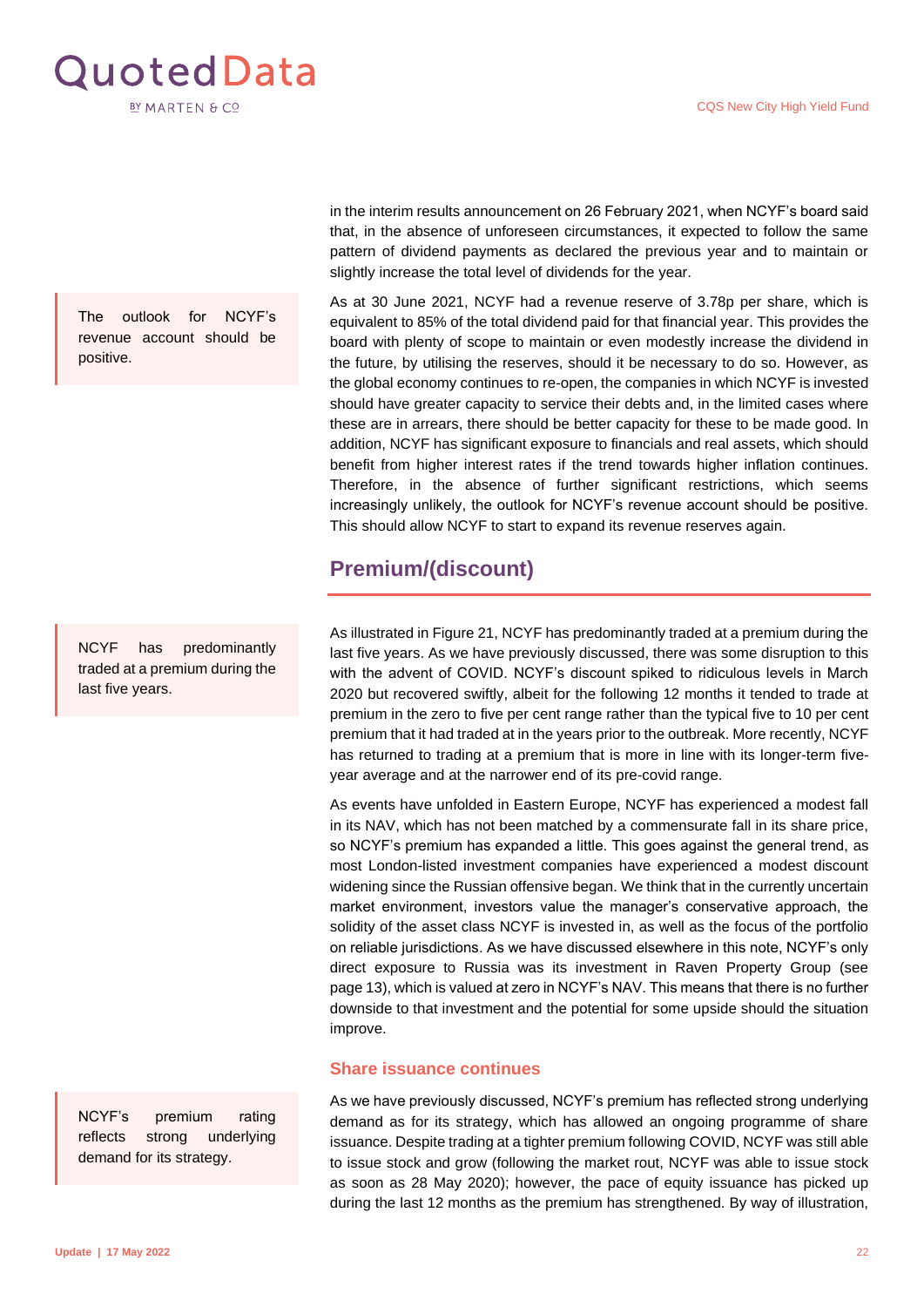in the interim results announcement on 26 February 2021, when NCYF's board said that, in the absence of unforeseen circumstances, it expected to follow the same pattern of dividend payments as declared the previous year and to maintain or slightly increase the total level of dividends for the year.

The outlook for NCYF's revenue account should be positive.

As at 30 June 2021, NCYF had a revenue reserve of 3.78p per share, which is equivalent to 85% of the total dividend paid for that financial year. This provides the board with plenty of scope to maintain or even modestly increase the dividend in the future, by utilising the reserves, should it be necessary to do so. However, as the global economy continues to re-open, the companies in which NCYF is invested should have greater capacity to service their debts and, in the limited cases where these are in arrears, there should be better capacity for these to be made good. In addition, NCYF has significant exposure to financials and real assets, which should benefit from higher interest rates if the trend towards higher inflation continues. Therefore, in the absence of further significant restrictions, which seems increasingly unlikely, the outlook for NCYF's revenue account should be positive. This should allow NCYF to start to expand its revenue reserves again.

## Premium/(discount)

NCYF has predominantly traded at a premium during the last five years.

As illustrated in Figure 21, NCYF has predominantly traded at a premium during the last five years. As we have previously discussed, there was some disruption to this with the advent of COVID. NCYF's discount spiked to ridiculous levels in March 2020 but recovered swiftly, albeit for the following 12 months it tended to trade at premium in the zero to five per cent range rather than the typical five to 10 per cent premium that it had traded at in the years prior to the outbreak. More recently, NCYF has returned to trading at a premium that is more in line with its longer-term five-year average and at the narrower end of its pre-covid range.

As events have unfolded in Eastern Europe, NCYF has experienced a modest fall in its NAV, which has not been matched by a commensurate fall in its share price, so NCYF's premium has expanded a little. This goes against the general trend, as most London-listed investment companies have experienced a modest discount widening since the Russian offensive began. We think that in the currently uncertain market environment, investors value the manager's conservative approach, the solidity of the asset class NCYF is invested in, as well as the focus of the portfolio on reliable jurisdictions. As we have discussed elsewhere in this note, NCYF's only direct exposure to Russia was its investment in Raven Property Group (see page 13), which is valued at zero in NCYF's NAV. This means that there is no further downside to that investment and the potential for some upside should the situation improve.

### Share issuance continues

NCYF's premium rating reflects strong underlying demand for its strategy.

As we have previously discussed, NCYF's premium has reflected strong underlying demand as for its strategy, which has allowed an ongoing programme of share issuance. Despite trading at a tighter premium following COVID, NCYF was still able to issue stock and grow (following the market rout, NCYF was able to issue stock as soon as 28 May 2020); however, the pace of equity issuance has picked up during the last 12 months as the premium has strengthened. By way of illustration,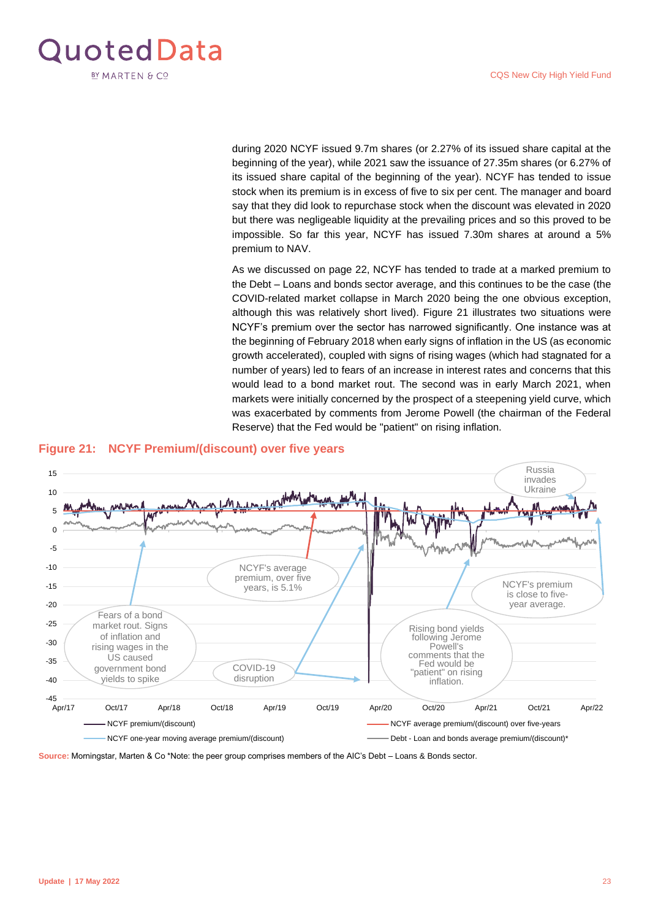during 2020 NCYF issued 9.7m shares (or 2.27% of its issued share capital at the beginning of the year), while 2021 saw the issuance of 27.35m shares (or 6.27% of its issued share capital of the beginning of the year). NCYF has tended to issue stock when its premium is in excess of five to six per cent. The manager and board say that they did look to repurchase stock when the discount was elevated in 2020 but there was negligeable liquidity at the prevailing prices and so this proved to be impossible. So far this year, NCYF has issued 7.30m shares at around a 5% premium to NAV.

As we discussed on page 22, NCYF has tended to trade at a marked premium to the Debt – Loans and bonds sector average, and this continues to be the case (the COVID-related market collapse in March 2020 being the one obvious exception, although this was relatively short lived). Figure 21 illustrates two situations were NCYF's premium over the sector has narrowed significantly. One instance was at the beginning of February 2018 when early signs of inflation in the US (as economic growth accelerated), coupled with signs of rising wages (which had stagnated for a number of years) led to fears of an increase in interest rates and concerns that this would lead to a bond market rout. The second was in early March 2021, when markets were initially concerned by the prospect of a steepening yield curve, which was exacerbated by comments from Jerome Powell (the chairman of the Federal Reserve) that the Fed would be "patient" on rising inflation.

## Figure 21: NCYF Premium/(discount) over five years

Chart annotations: Fears of a bond market rout. Signs of inflation and rising wages in the US caused government bond yields to spike | NCYF's average premium, over five years, is 5.1% | COVID-19 disruption | Rising bond yields following Jerome Powell's comments that the Fed would be "patient" on rising inflation. | Russia invades Ukraine | NCYF's premium is close to five-year average.

Legend: NCYF premium/(discount) | NCYF average premium/(discount) over five-years | NCYF one-year moving average premium/(discount) | Debt - Loan and bonds average premium/(discount)*

**Source:** Morningstar, Marten & Co *Note: the peer group comprises members of the AIC's Debt – Loans & Bonds sector.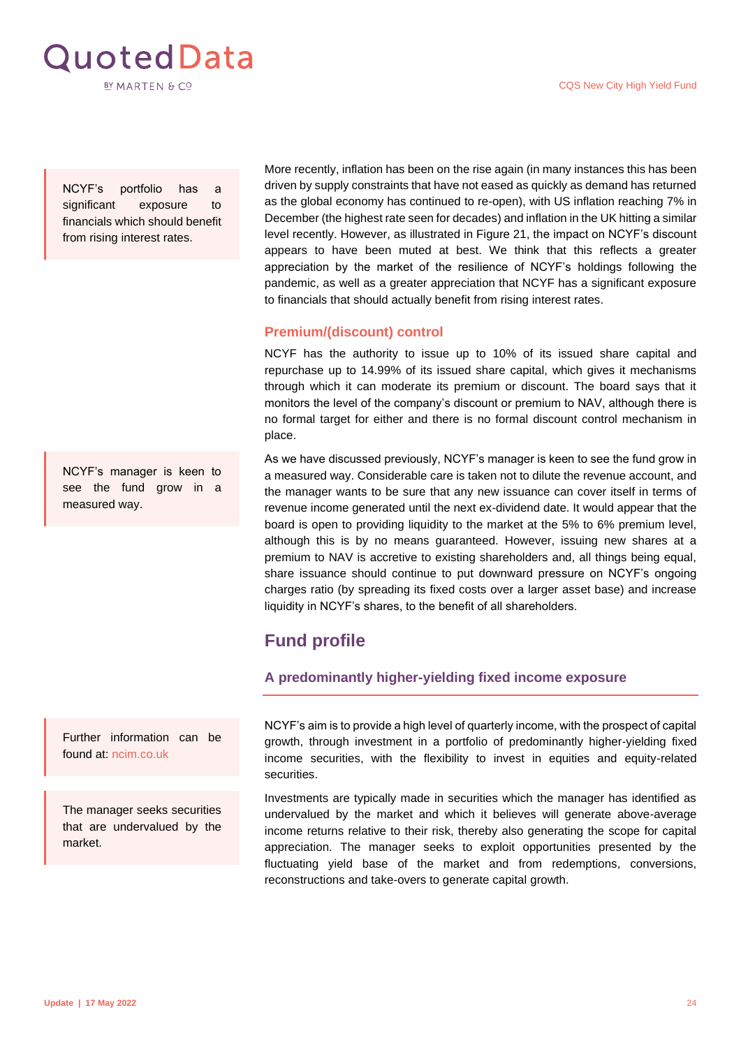> NCYF's portfolio has a significant exposure to financials which should benefit from rising interest rates.

More recently, inflation has been on the rise again (in many instances this has been driven by supply constraints that have not eased as quickly as demand has returned as the global economy has continued to re-open), with US inflation reaching 7% in December (the highest rate seen for decades) and inflation in the UK hitting a similar level recently. However, as illustrated in Figure 21, the impact on NCYF's discount appears to have been muted at best. We think that this reflects a greater appreciation by the market of the resilience of NCYF's holdings following the pandemic, as well as a greater appreciation that NCYF has a significant exposure to financials that should actually benefit from rising interest rates.

### Premium/(discount) control

NCYF has the authority to issue up to 10% of its issued share capital and repurchase up to 14.99% of its issued share capital, which gives it mechanisms through which it can moderate its premium or discount. The board says that it monitors the level of the company's discount or premium to NAV, although there is no formal target for either and there is no formal discount control mechanism in place.

> NCYF's manager is keen to see the fund grow in a measured way.

As we have discussed previously, NCYF's manager is keen to see the fund grow in a measured way. Considerable care is taken not to dilute the revenue account, and the manager wants to be sure that any new issuance can cover itself in terms of revenue income generated until the next ex-dividend date. It would appear that the board is open to providing liquidity to the market at the 5% to 6% premium level, although this is by no means guaranteed. However, issuing new shares at a premium to NAV is accretive to existing shareholders and, all things being equal, share issuance should continue to put downward pressure on NCYF's ongoing charges ratio (by spreading its fixed costs over a larger asset base) and increase liquidity in NCYF's shares, to the benefit of all shareholders.

## Fund profile

### A predominantly higher-yielding fixed income exposure

> Further information can be found at: ncim.co.uk

NCYF's aim is to provide a high level of quarterly income, with the prospect of capital growth, through investment in a portfolio of predominantly higher-yielding fixed income securities, with the flexibility to invest in equities and equity-related securities.

> The manager seeks securities that are undervalued by the market.

Investments are typically made in securities which the manager has identified as undervalued by the market and which it believes will generate above-average income returns relative to their risk, thereby also generating the scope for capital appreciation. The manager seeks to exploit opportunities presented by the fluctuating yield base of the market and from redemptions, conversions, reconstructions and take-overs to generate capital growth.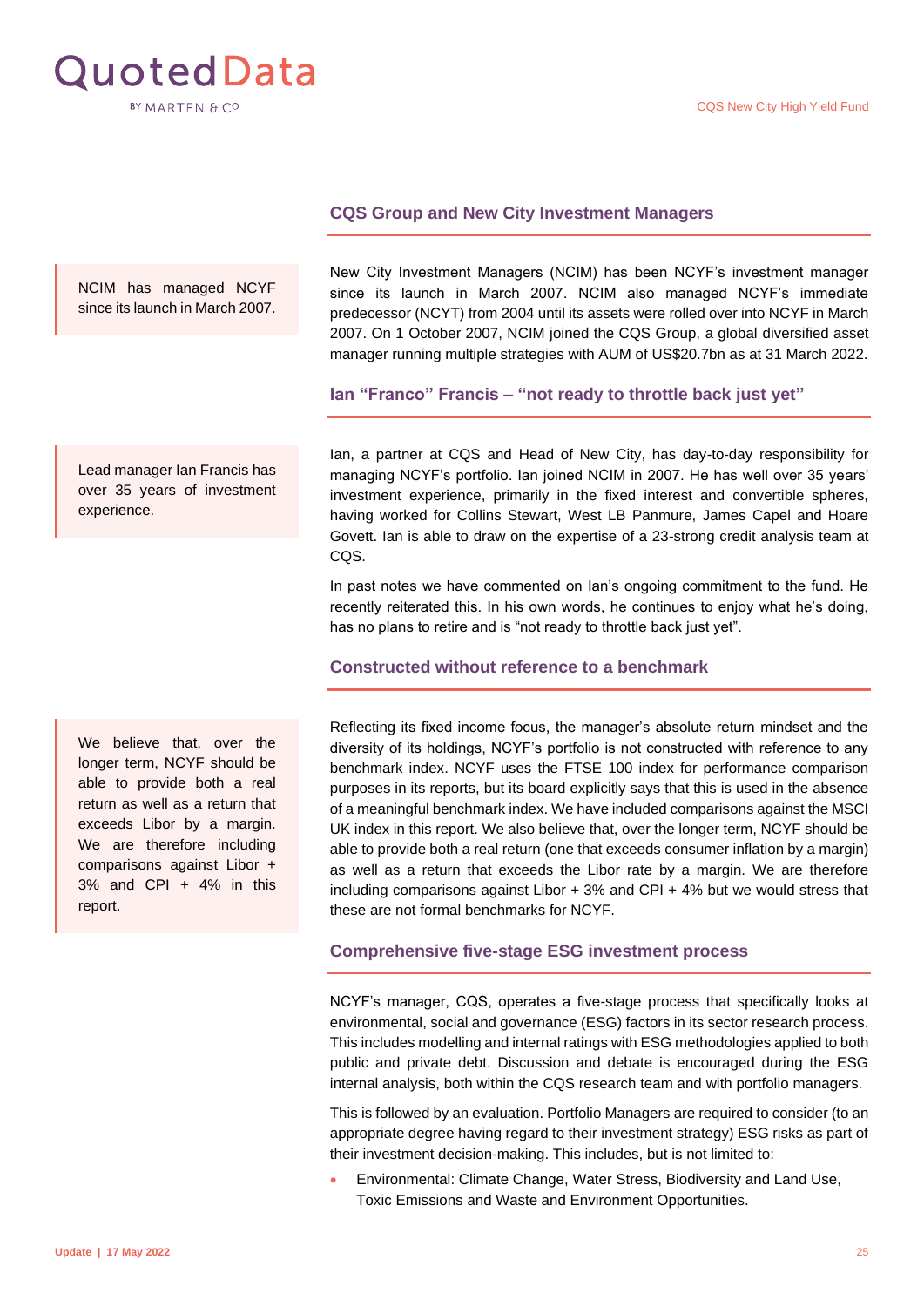## CQS Group and New City Investment Managers

NCIM has managed NCYF since its launch in March 2007.

New City Investment Managers (NCIM) has been NCYF's investment manager since its launch in March 2007. NCIM also managed NCYF's immediate predecessor (NCYT) from 2004 until its assets were rolled over into NCYF in March 2007. On 1 October 2007, NCIM joined the CQS Group, a global diversified asset manager running multiple strategies with AUM of US$20.7bn as at 31 March 2022.

## Ian "Franco" Francis – "not ready to throttle back just yet"

Lead manager Ian Francis has over 35 years of investment experience.

Ian, a partner at CQS and Head of New City, has day-to-day responsibility for managing NCYF's portfolio. Ian joined NCIM in 2007. He has well over 35 years' investment experience, primarily in the fixed interest and convertible spheres, having worked for Collins Stewart, West LB Panmure, James Capel and Hoare Govett. Ian is able to draw on the expertise of a 23-strong credit analysis team at CQS.

In past notes we have commented on Ian's ongoing commitment to the fund. He recently reiterated this. In his own words, he continues to enjoy what he's doing, has no plans to retire and is "not ready to throttle back just yet".

## Constructed without reference to a benchmark

We believe that, over the longer term, NCYF should be able to provide both a real return as well as a return that exceeds Libor by a margin. We are therefore including comparisons against Libor + 3% and CPI + 4% in this report.

Reflecting its fixed income focus, the manager's absolute return mindset and the diversity of its holdings, NCYF's portfolio is not constructed with reference to any benchmark index. NCYF uses the FTSE 100 index for performance comparison purposes in its reports, but its board explicitly says that this is used in the absence of a meaningful benchmark index. We have included comparisons against the MSCI UK index in this report. We also believe that, over the longer term, NCYF should be able to provide both a real return (one that exceeds consumer inflation by a margin) as well as a return that exceeds the Libor rate by a margin. We are therefore including comparisons against Libor + 3% and CPI + 4% but we would stress that these are not formal benchmarks for NCYF.

## Comprehensive five-stage ESG investment process

NCYF's manager, CQS, operates a five-stage process that specifically looks at environmental, social and governance (ESG) factors in its sector research process. This includes modelling and internal ratings with ESG methodologies applied to both public and private debt. Discussion and debate is encouraged during the ESG internal analysis, both within the CQS research team and with portfolio managers.

This is followed by an evaluation. Portfolio Managers are required to consider (to an appropriate degree having regard to their investment strategy) ESG risks as part of their investment decision-making. This includes, but is not limited to:

- Environmental: Climate Change, Water Stress, Biodiversity and Land Use, Toxic Emissions and Waste and Environment Opportunities.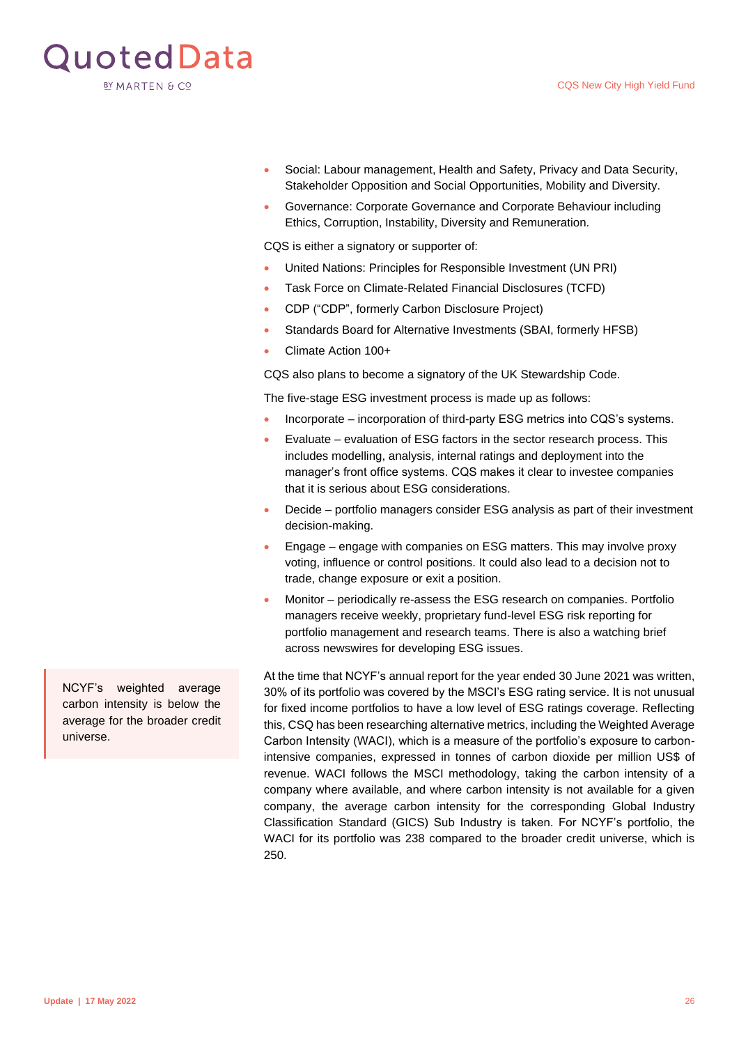- Social: Labour management, Health and Safety, Privacy and Data Security, Stakeholder Opposition and Social Opportunities, Mobility and Diversity.
- Governance: Corporate Governance and Corporate Behaviour including Ethics, Corruption, Instability, Diversity and Remuneration.

CQS is either a signatory or supporter of:

- United Nations: Principles for Responsible Investment (UN PRI)
- Task Force on Climate-Related Financial Disclosures (TCFD)
- CDP ("CDP", formerly Carbon Disclosure Project)
- Standards Board for Alternative Investments (SBAI, formerly HFSB)
- Climate Action 100+

CQS also plans to become a signatory of the UK Stewardship Code.

The five-stage ESG investment process is made up as follows:

- Incorporate – incorporation of third-party ESG metrics into CQS's systems.
- Evaluate – evaluation of ESG factors in the sector research process. This includes modelling, analysis, internal ratings and deployment into the manager's front office systems. CQS makes it clear to investee companies that it is serious about ESG considerations.
- Decide – portfolio managers consider ESG analysis as part of their investment decision-making.
- Engage – engage with companies on ESG matters. This may involve proxy voting, influence or control positions. It could also lead to a decision not to trade, change exposure or exit a position.
- Monitor – periodically re-assess the ESG research on companies. Portfolio managers receive weekly, proprietary fund-level ESG risk reporting for portfolio management and research teams. There is also a watching brief across newswires for developing ESG issues.

NCYF's weighted average carbon intensity is below the average for the broader credit universe.

At the time that NCYF's annual report for the year ended 30 June 2021 was written, 30% of its portfolio was covered by the MSCI's ESG rating service. It is not unusual for fixed income portfolios to have a low level of ESG ratings coverage. Reflecting this, CSQ has been researching alternative metrics, including the Weighted Average Carbon Intensity (WACI), which is a measure of the portfolio's exposure to carbon-intensive companies, expressed in tonnes of carbon dioxide per million US$ of revenue. WACI follows the MSCI methodology, taking the carbon intensity of a company where available, and where carbon intensity is not available for a given company, the average carbon intensity for the corresponding Global Industry Classification Standard (GICS) Sub Industry is taken. For NCYF's portfolio, the WACI for its portfolio was 238 compared to the broader credit universe, which is 250.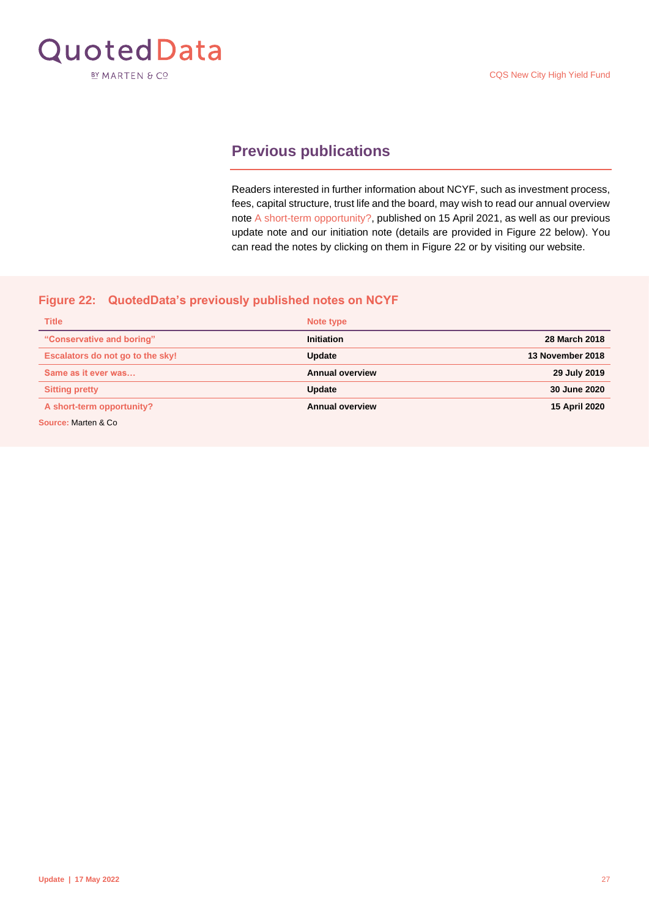## Previous publications

Readers interested in further information about NCYF, such as investment process, fees, capital structure, trust life and the board, may wish to read our annual overview note A short-term opportunity?, published on 15 April 2021, as well as our previous update note and our initiation note (details are provided in Figure 22 below). You can read the notes by clicking on them in Figure 22 or by visiting our website.

**Figure 22: QuotedData's previously published notes on NCYF**

| Title | Note type | |
|---|---|---|
| "Conservative and boring" | Initiation | 28 March 2018 |
| Escalators do not go to the sky! | Update | 13 November 2018 |
| Same as it ever was… | Annual overview | 29 July 2019 |
| Sitting pretty | Update | 30 June 2020 |
| A short-term opportunity? | Annual overview | 15 April 2020 |

Source: Marten & Co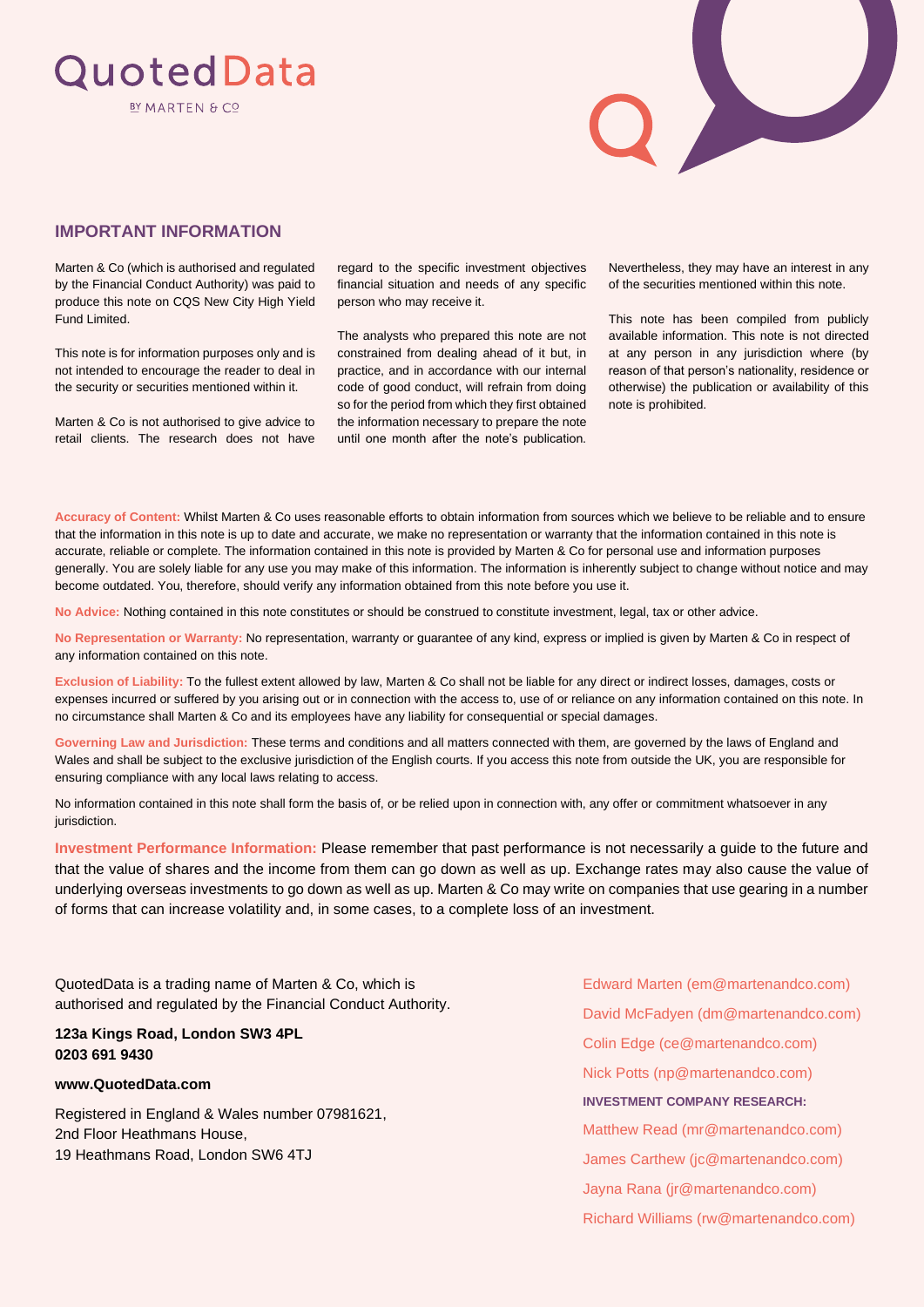QuotedData

BY MARTEN & CO

## IMPORTANT INFORMATION

Marten & Co (which is authorised and regulated by the Financial Conduct Authority) was paid to produce this note on CQS New City High Yield Fund Limited.

This note is for information purposes only and is not intended to encourage the reader to deal in the security or securities mentioned within it.

Marten & Co is not authorised to give advice to retail clients. The research does not have regard to the specific investment objectives financial situation and needs of any specific person who may receive it.

The analysts who prepared this note are not constrained from dealing ahead of it but, in practice, and in accordance with our internal code of good conduct, will refrain from doing so for the period from which they first obtained the information necessary to prepare the note until one month after the note's publication. Nevertheless, they may have an interest in any of the securities mentioned within this note.

This note has been compiled from publicly available information. This note is not directed at any person in any jurisdiction where (by reason of that person's nationality, residence or otherwise) the publication or availability of this note is prohibited.

**Accuracy of Content:** Whilst Marten & Co uses reasonable efforts to obtain information from sources which we believe to be reliable and to ensure that the information in this note is up to date and accurate, we make no representation or warranty that the information contained in this note is accurate, reliable or complete. The information contained in this note is provided by Marten & Co for personal use and information purposes generally. You are solely liable for any use you may make of this information. The information is inherently subject to change without notice and may become outdated. You, therefore, should verify any information obtained from this note before you use it.

**No Advice:** Nothing contained in this note constitutes or should be construed to constitute investment, legal, tax or other advice.

**No Representation or Warranty:** No representation, warranty or guarantee of any kind, express or implied is given by Marten & Co in respect of any information contained on this note.

**Exclusion of Liability:** To the fullest extent allowed by law, Marten & Co shall not be liable for any direct or indirect losses, damages, costs or expenses incurred or suffered by you arising out or in connection with the access to, use of or reliance on any information contained on this note. In no circumstance shall Marten & Co and its employees have any liability for consequential or special damages.

**Governing Law and Jurisdiction:** These terms and conditions and all matters connected with them, are governed by the laws of England and Wales and shall be subject to the exclusive jurisdiction of the English courts. If you access this note from outside the UK, you are responsible for ensuring compliance with any local laws relating to access.

No information contained in this note shall form the basis of, or be relied upon in connection with, any offer or commitment whatsoever in any jurisdiction.

**Investment Performance Information:** Please remember that past performance is not necessarily a guide to the future and that the value of shares and the income from them can go down as well as up. Exchange rates may also cause the value of underlying overseas investments to go down as well as up. Marten & Co may write on companies that use gearing in a number of forms that can increase volatility and, in some cases, to a complete loss of an investment.

QuotedData is a trading name of Marten & Co, which is authorised and regulated by the Financial Conduct Authority.

**123a Kings Road, London SW3 4PL**
**0203 691 9430**

**www.QuotedData.com**

Registered in England & Wales number 07981621,
2nd Floor Heathmans House,
19 Heathmans Road, London SW6 4TJ

Edward Marten (em@martenandco.com)
David McFadyen (dm@martenandco.com)
Colin Edge (ce@martenandco.com)
Nick Potts (np@martenandco.com)

**INVESTMENT COMPANY RESEARCH:**

Matthew Read (mr@martenandco.com)
James Carthew (jc@martenandco.com)
Jayna Rana (jr@martenandco.com)
Richard Williams (rw@martenandco.com)